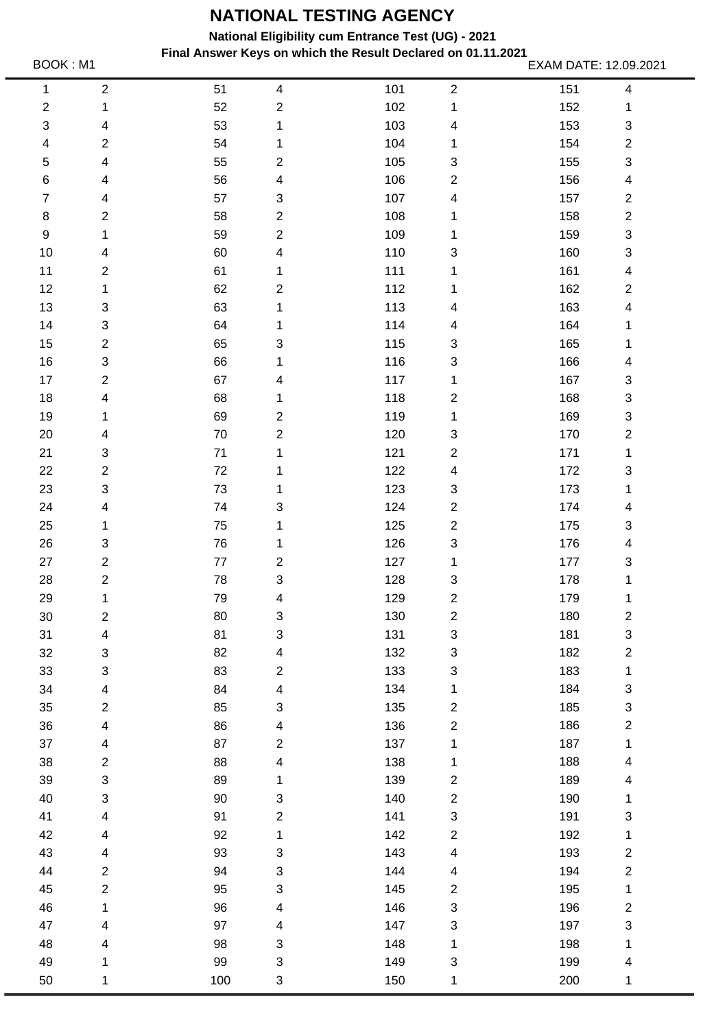# NATIONAL TESTING AGENCY

**National Eligibility cum Entrance Test (UG) - 2021**

**Final Answer Keys on which the Result Declared on 01.11.2021**

BOOK : M1 EXAM DATE: 12.09.2021

| | | | | | | | |
|---|---|---|---|---|---|---|---|
| 1 | 2 | 51 | 4 | 101 | 2 | 151 | 4 |
| 2 | 1 | 52 | 2 | 102 | 1 | 152 | 1 |
| 3 | 4 | 53 | 1 | 103 | 4 | 153 | 3 |
| 4 | 2 | 54 | 1 | 104 | 1 | 154 | 2 |
| 5 | 4 | 55 | 2 | 105 | 3 | 155 | 3 |
| 6 | 4 | 56 | 4 | 106 | 2 | 156 | 4 |
| 7 | 4 | 57 | 3 | 107 | 4 | 157 | 2 |
| 8 | 2 | 58 | 2 | 108 | 1 | 158 | 2 |
| 9 | 1 | 59 | 2 | 109 | 1 | 159 | 3 |
| 10 | 4 | 60 | 4 | 110 | 3 | 160 | 3 |
| 11 | 2 | 61 | 1 | 111 | 1 | 161 | 4 |
| 12 | 1 | 62 | 2 | 112 | 1 | 162 | 2 |
| 13 | 3 | 63 | 1 | 113 | 4 | 163 | 4 |
| 14 | 3 | 64 | 1 | 114 | 4 | 164 | 1 |
| 15 | 2 | 65 | 3 | 115 | 3 | 165 | 1 |
| 16 | 3 | 66 | 1 | 116 | 3 | 166 | 4 |
| 17 | 2 | 67 | 4 | 117 | 1 | 167 | 3 |
| 18 | 4 | 68 | 1 | 118 | 2 | 168 | 3 |
| 19 | 1 | 69 | 2 | 119 | 1 | 169 | 3 |
| 20 | 4 | 70 | 2 | 120 | 3 | 170 | 2 |
| 21 | 3 | 71 | 1 | 121 | 2 | 171 | 1 |
| 22 | 2 | 72 | 1 | 122 | 4 | 172 | 3 |
| 23 | 3 | 73 | 1 | 123 | 3 | 173 | 1 |
| 24 | 4 | 74 | 3 | 124 | 2 | 174 | 4 |
| 25 | 1 | 75 | 1 | 125 | 2 | 175 | 3 |
| 26 | 3 | 76 | 1 | 126 | 3 | 176 | 4 |
| 27 | 2 | 77 | 2 | 127 | 1 | 177 | 3 |
| 28 | 2 | 78 | 3 | 128 | 3 | 178 | 1 |
| 29 | 1 | 79 | 4 | 129 | 2 | 179 | 1 |
| 30 | 2 | 80 | 3 | 130 | 2 | 180 | 2 |
| 31 | 4 | 81 | 3 | 131 | 3 | 181 | 3 |
| 32 | 3 | 82 | 4 | 132 | 3 | 182 | 2 |
| 33 | 3 | 83 | 2 | 133 | 3 | 183 | 1 |
| 34 | 4 | 84 | 4 | 134 | 1 | 184 | 3 |
| 35 | 2 | 85 | 3 | 135 | 2 | 185 | 3 |
| 36 | 4 | 86 | 4 | 136 | 2 | 186 | 2 |
| 37 | 4 | 87 | 2 | 137 | 1 | 187 | 1 |
| 38 | 2 | 88 | 4 | 138 | 1 | 188 | 4 |
| 39 | 3 | 89 | 1 | 139 | 2 | 189 | 4 |
| 40 | 3 | 90 | 3 | 140 | 2 | 190 | 1 |
| 41 | 4 | 91 | 2 | 141 | 3 | 191 | 3 |
| 42 | 4 | 92 | 1 | 142 | 2 | 192 | 1 |
| 43 | 4 | 93 | 3 | 143 | 4 | 193 | 2 |
| 44 | 2 | 94 | 3 | 144 | 4 | 194 | 2 |
| 45 | 2 | 95 | 3 | 145 | 2 | 195 | 1 |
| 46 | 1 | 96 | 4 | 146 | 3 | 196 | 2 |
| 47 | 4 | 97 | 4 | 147 | 3 | 197 | 3 |
| 48 | 4 | 98 | 3 | 148 | 1 | 198 | 1 |
| 49 | 1 | 99 | 3 | 149 | 3 | 199 | 4 |
| 50 | 1 | 100 | 3 | 150 | 1 | 200 | 1 |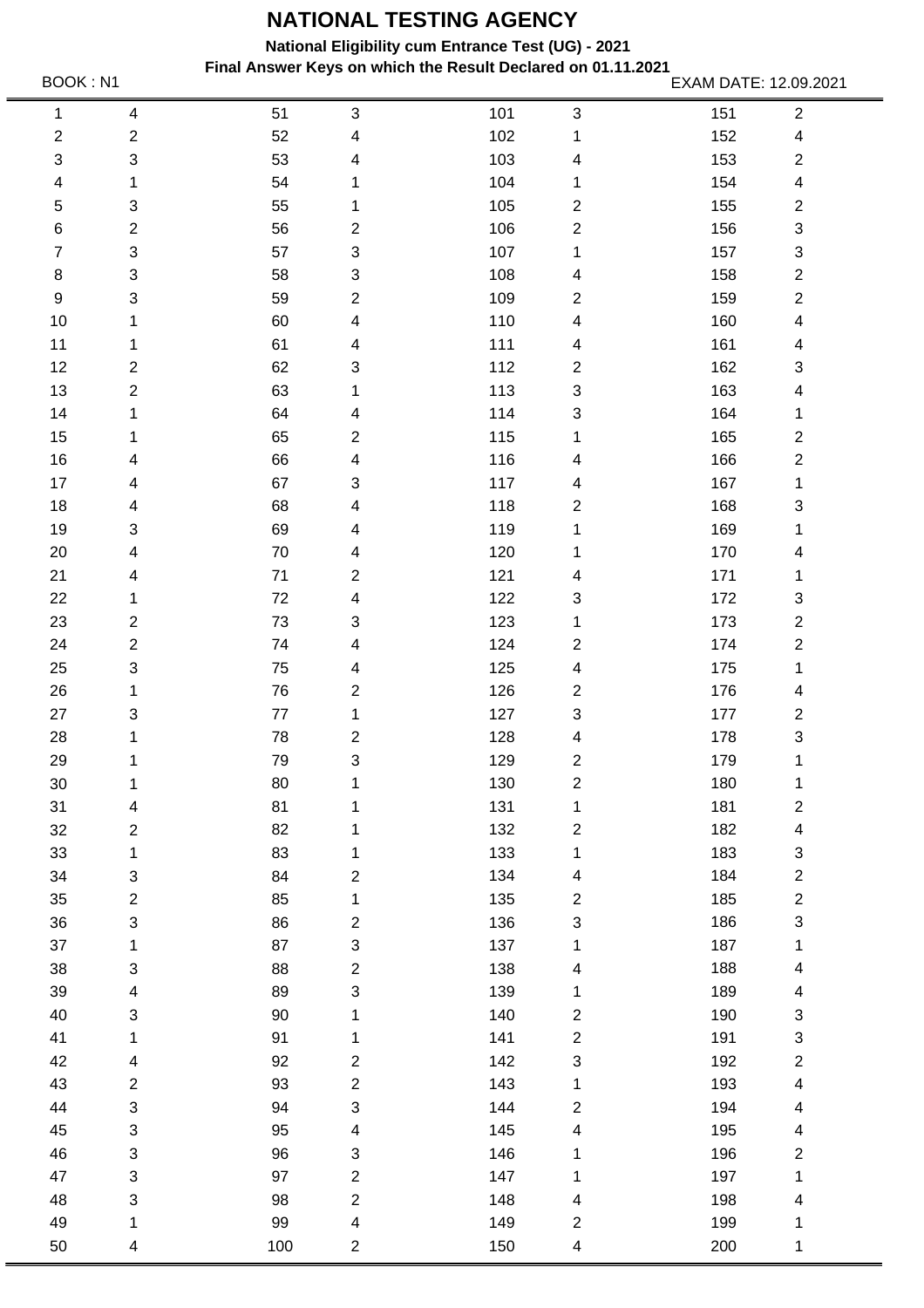# NATIONAL TESTING AGENCY

**National Eligibility cum Entrance Test (UG) - 2021**

**Final Answer Keys on which the Result Declared on 01.11.2021**

BOOK : N1 EXAM DATE: 12.09.2021

| Q | Ans | Q | Ans | Q | Ans | Q | Ans |
|---|---|---|---|---|---|---|---|
| 1 | 4 | 51 | 3 | 101 | 3 | 151 | 2 |
| 2 | 2 | 52 | 4 | 102 | 1 | 152 | 4 |
| 3 | 3 | 53 | 4 | 103 | 4 | 153 | 2 |
| 4 | 1 | 54 | 1 | 104 | 1 | 154 | 4 |
| 5 | 3 | 55 | 1 | 105 | 2 | 155 | 2 |
| 6 | 2 | 56 | 2 | 106 | 2 | 156 | 3 |
| 7 | 3 | 57 | 3 | 107 | 1 | 157 | 3 |
| 8 | 3 | 58 | 3 | 108 | 4 | 158 | 2 |
| 9 | 3 | 59 | 2 | 109 | 2 | 159 | 2 |
| 10 | 1 | 60 | 4 | 110 | 4 | 160 | 4 |
| 11 | 1 | 61 | 4 | 111 | 4 | 161 | 4 |
| 12 | 2 | 62 | 3 | 112 | 2 | 162 | 3 |
| 13 | 2 | 63 | 1 | 113 | 3 | 163 | 4 |
| 14 | 1 | 64 | 4 | 114 | 3 | 164 | 1 |
| 15 | 1 | 65 | 2 | 115 | 1 | 165 | 2 |
| 16 | 4 | 66 | 4 | 116 | 4 | 166 | 2 |
| 17 | 4 | 67 | 3 | 117 | 4 | 167 | 1 |
| 18 | 4 | 68 | 4 | 118 | 2 | 168 | 3 |
| 19 | 3 | 69 | 4 | 119 | 1 | 169 | 1 |
| 20 | 4 | 70 | 4 | 120 | 1 | 170 | 4 |
| 21 | 4 | 71 | 2 | 121 | 4 | 171 | 1 |
| 22 | 1 | 72 | 4 | 122 | 3 | 172 | 3 |
| 23 | 2 | 73 | 3 | 123 | 1 | 173 | 2 |
| 24 | 2 | 74 | 4 | 124 | 2 | 174 | 2 |
| 25 | 3 | 75 | 4 | 125 | 4 | 175 | 1 |
| 26 | 1 | 76 | 2 | 126 | 2 | 176 | 4 |
| 27 | 3 | 77 | 1 | 127 | 3 | 177 | 2 |
| 28 | 1 | 78 | 2 | 128 | 4 | 178 | 3 |
| 29 | 1 | 79 | 3 | 129 | 2 | 179 | 1 |
| 30 | 1 | 80 | 1 | 130 | 2 | 180 | 1 |
| 31 | 4 | 81 | 1 | 131 | 1 | 181 | 2 |
| 32 | 2 | 82 | 1 | 132 | 2 | 182 | 4 |
| 33 | 1 | 83 | 1 | 133 | 1 | 183 | 3 |
| 34 | 3 | 84 | 2 | 134 | 4 | 184 | 2 |
| 35 | 2 | 85 | 1 | 135 | 2 | 185 | 2 |
| 36 | 3 | 86 | 2 | 136 | 3 | 186 | 3 |
| 37 | 1 | 87 | 3 | 137 | 1 | 187 | 1 |
| 38 | 3 | 88 | 2 | 138 | 4 | 188 | 4 |
| 39 | 4 | 89 | 3 | 139 | 1 | 189 | 4 |
| 40 | 3 | 90 | 1 | 140 | 2 | 190 | 3 |
| 41 | 1 | 91 | 1 | 141 | 2 | 191 | 3 |
| 42 | 4 | 92 | 2 | 142 | 3 | 192 | 2 |
| 43 | 2 | 93 | 2 | 143 | 1 | 193 | 4 |
| 44 | 3 | 94 | 3 | 144 | 2 | 194 | 4 |
| 45 | 3 | 95 | 4 | 145 | 4 | 195 | 4 |
| 46 | 3 | 96 | 3 | 146 | 1 | 196 | 2 |
| 47 | 3 | 97 | 2 | 147 | 1 | 197 | 1 |
| 48 | 3 | 98 | 2 | 148 | 4 | 198 | 4 |
| 49 | 1 | 99 | 4 | 149 | 2 | 199 | 1 |
| 50 | 4 | 100 | 2 | 150 | 4 | 200 | 1 |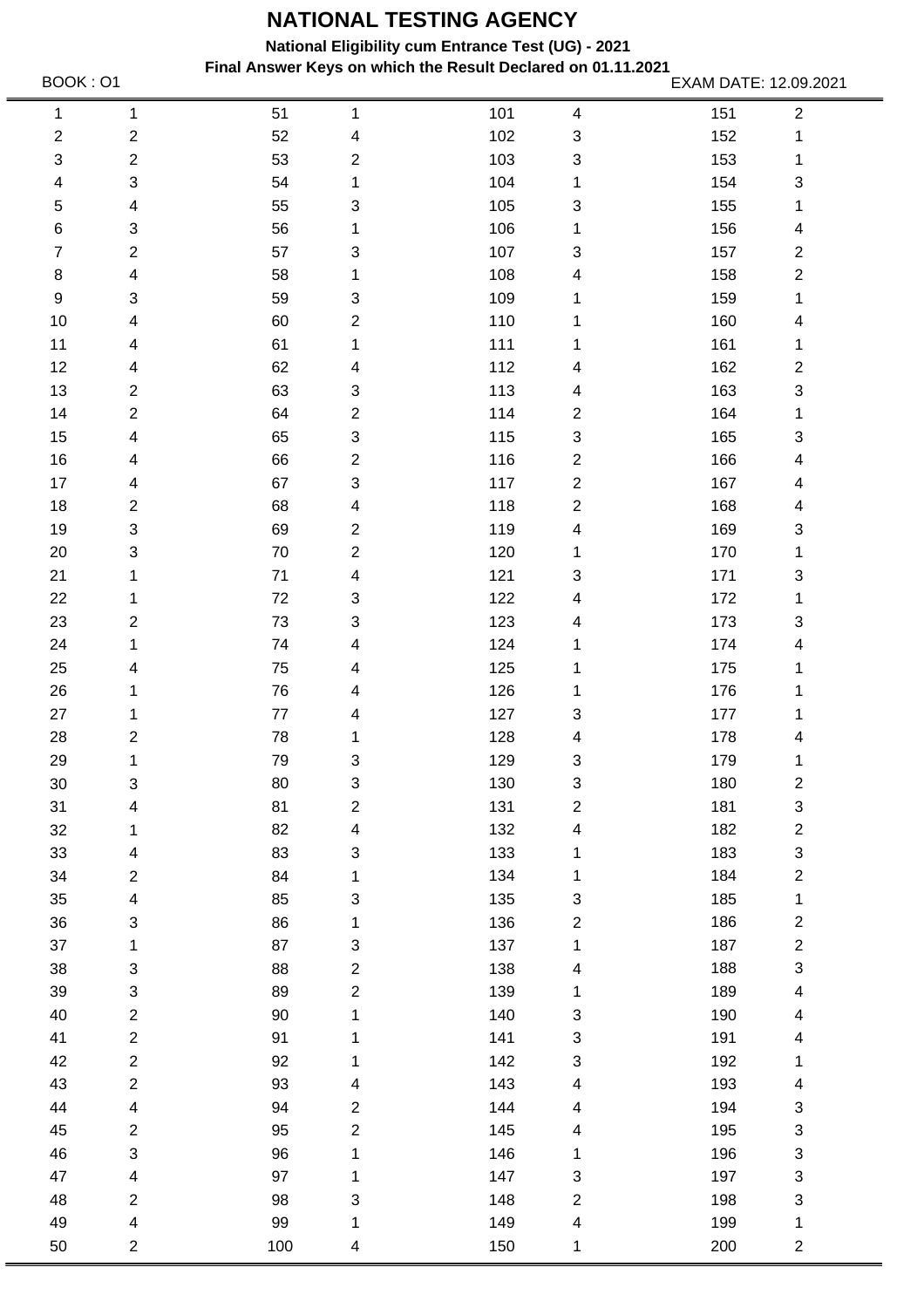# NATIONAL TESTING AGENCY

**National Eligibility cum Entrance Test (UG) - 2021**

**Final Answer Keys on which the Result Declared on 01.11.2021**

BOOK : O1

EXAM DATE: 12.09.2021

| Q | Ans | Q | Ans | Q | Ans | Q | Ans |
|---|---|---|---|---|---|---|---|
| 1 | 1 | 51 | 1 | 101 | 4 | 151 | 2 |
| 2 | 2 | 52 | 4 | 102 | 3 | 152 | 1 |
| 3 | 2 | 53 | 2 | 103 | 3 | 153 | 1 |
| 4 | 3 | 54 | 1 | 104 | 1 | 154 | 3 |
| 5 | 4 | 55 | 3 | 105 | 3 | 155 | 1 |
| 6 | 3 | 56 | 1 | 106 | 1 | 156 | 4 |
| 7 | 2 | 57 | 3 | 107 | 3 | 157 | 2 |
| 8 | 4 | 58 | 1 | 108 | 4 | 158 | 2 |
| 9 | 3 | 59 | 3 | 109 | 1 | 159 | 1 |
| 10 | 4 | 60 | 2 | 110 | 1 | 160 | 4 |
| 11 | 4 | 61 | 1 | 111 | 1 | 161 | 1 |
| 12 | 4 | 62 | 4 | 112 | 4 | 162 | 2 |
| 13 | 2 | 63 | 3 | 113 | 4 | 163 | 3 |
| 14 | 2 | 64 | 2 | 114 | 2 | 164 | 1 |
| 15 | 4 | 65 | 3 | 115 | 3 | 165 | 3 |
| 16 | 4 | 66 | 2 | 116 | 2 | 166 | 4 |
| 17 | 4 | 67 | 3 | 117 | 2 | 167 | 4 |
| 18 | 2 | 68 | 4 | 118 | 2 | 168 | 4 |
| 19 | 3 | 69 | 2 | 119 | 4 | 169 | 3 |
| 20 | 3 | 70 | 2 | 120 | 1 | 170 | 1 |
| 21 | 1 | 71 | 4 | 121 | 3 | 171 | 3 |
| 22 | 1 | 72 | 3 | 122 | 4 | 172 | 1 |
| 23 | 2 | 73 | 3 | 123 | 4 | 173 | 3 |
| 24 | 1 | 74 | 4 | 124 | 1 | 174 | 4 |
| 25 | 4 | 75 | 4 | 125 | 1 | 175 | 1 |
| 26 | 1 | 76 | 4 | 126 | 1 | 176 | 1 |
| 27 | 1 | 77 | 4 | 127 | 3 | 177 | 1 |
| 28 | 2 | 78 | 1 | 128 | 4 | 178 | 4 |
| 29 | 1 | 79 | 3 | 129 | 3 | 179 | 1 |
| 30 | 3 | 80 | 3 | 130 | 3 | 180 | 2 |
| 31 | 4 | 81 | 2 | 131 | 2 | 181 | 3 |
| 32 | 1 | 82 | 4 | 132 | 4 | 182 | 2 |
| 33 | 4 | 83 | 3 | 133 | 1 | 183 | 3 |
| 34 | 2 | 84 | 1 | 134 | 1 | 184 | 2 |
| 35 | 4 | 85 | 3 | 135 | 3 | 185 | 1 |
| 36 | 3 | 86 | 1 | 136 | 2 | 186 | 2 |
| 37 | 1 | 87 | 3 | 137 | 1 | 187 | 2 |
| 38 | 3 | 88 | 2 | 138 | 4 | 188 | 3 |
| 39 | 3 | 89 | 2 | 139 | 1 | 189 | 4 |
| 40 | 2 | 90 | 1 | 140 | 3 | 190 | 4 |
| 41 | 2 | 91 | 1 | 141 | 3 | 191 | 4 |
| 42 | 2 | 92 | 1 | 142 | 3 | 192 | 1 |
| 43 | 2 | 93 | 4 | 143 | 4 | 193 | 4 |
| 44 | 4 | 94 | 2 | 144 | 4 | 194 | 3 |
| 45 | 2 | 95 | 2 | 145 | 4 | 195 | 3 |
| 46 | 3 | 96 | 1 | 146 | 1 | 196 | 3 |
| 47 | 4 | 97 | 1 | 147 | 3 | 197 | 3 |
| 48 | 2 | 98 | 3 | 148 | 2 | 198 | 3 |
| 49 | 4 | 99 | 1 | 149 | 4 | 199 | 1 |
| 50 | 2 | 100 | 4 | 150 | 1 | 200 | 2 |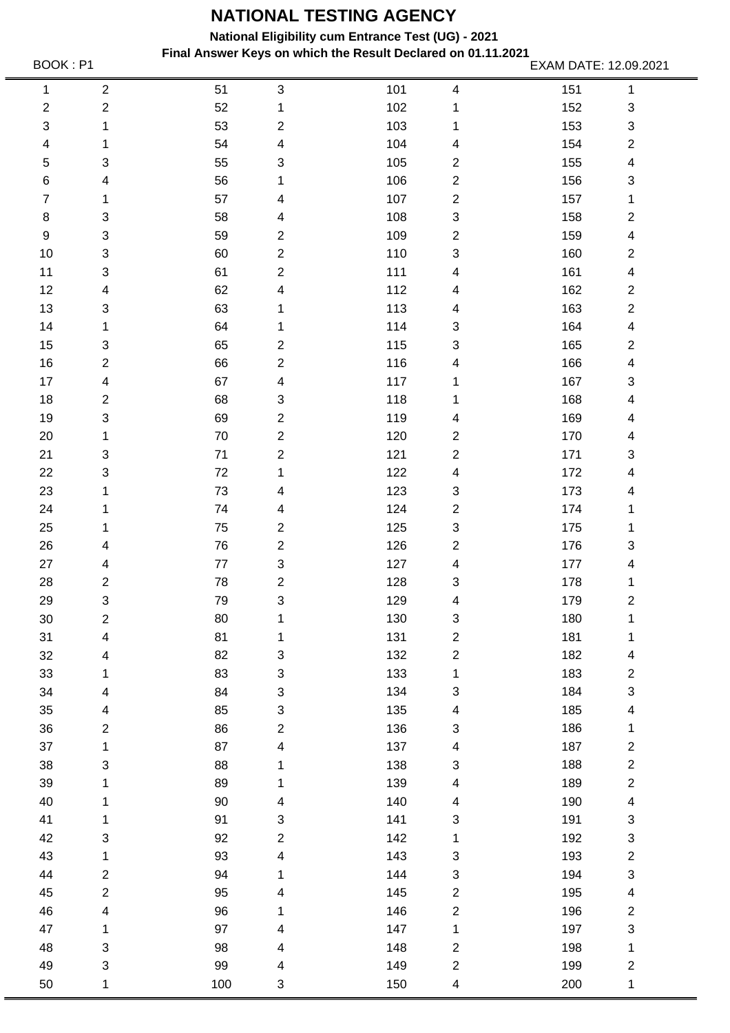# NATIONAL TESTING AGENCY

**National Eligibility cum Entrance Test (UG) - 2021**

**Final Answer Keys on which the Result Declared on 01.11.2021**

BOOK : P1 EXAM DATE: 12.09.2021

| Q | Ans | Q | Ans | Q | Ans | Q | Ans |
|---|---|---|---|---|---|---|---|
| 1 | 2 | 51 | 3 | 101 | 4 | 151 | 1 |
| 2 | 2 | 52 | 1 | 102 | 1 | 152 | 3 |
| 3 | 1 | 53 | 2 | 103 | 1 | 153 | 3 |
| 4 | 1 | 54 | 4 | 104 | 4 | 154 | 2 |
| 5 | 3 | 55 | 3 | 105 | 2 | 155 | 4 |
| 6 | 4 | 56 | 1 | 106 | 2 | 156 | 3 |
| 7 | 1 | 57 | 4 | 107 | 2 | 157 | 1 |
| 8 | 3 | 58 | 4 | 108 | 3 | 158 | 2 |
| 9 | 3 | 59 | 2 | 109 | 2 | 159 | 4 |
| 10 | 3 | 60 | 2 | 110 | 3 | 160 | 2 |
| 11 | 3 | 61 | 2 | 111 | 4 | 161 | 4 |
| 12 | 4 | 62 | 4 | 112 | 4 | 162 | 2 |
| 13 | 3 | 63 | 1 | 113 | 4 | 163 | 2 |
| 14 | 1 | 64 | 1 | 114 | 3 | 164 | 4 |
| 15 | 3 | 65 | 2 | 115 | 3 | 165 | 2 |
| 16 | 2 | 66 | 2 | 116 | 4 | 166 | 4 |
| 17 | 4 | 67 | 4 | 117 | 1 | 167 | 3 |
| 18 | 2 | 68 | 3 | 118 | 1 | 168 | 4 |
| 19 | 3 | 69 | 2 | 119 | 4 | 169 | 4 |
| 20 | 1 | 70 | 2 | 120 | 2 | 170 | 4 |
| 21 | 3 | 71 | 2 | 121 | 2 | 171 | 3 |
| 22 | 3 | 72 | 1 | 122 | 4 | 172 | 4 |
| 23 | 1 | 73 | 4 | 123 | 3 | 173 | 4 |
| 24 | 1 | 74 | 4 | 124 | 2 | 174 | 1 |
| 25 | 1 | 75 | 2 | 125 | 3 | 175 | 1 |
| 26 | 4 | 76 | 2 | 126 | 2 | 176 | 3 |
| 27 | 4 | 77 | 3 | 127 | 4 | 177 | 4 |
| 28 | 2 | 78 | 2 | 128 | 3 | 178 | 1 |
| 29 | 3 | 79 | 3 | 129 | 4 | 179 | 2 |
| 30 | 2 | 80 | 1 | 130 | 3 | 180 | 1 |
| 31 | 4 | 81 | 1 | 131 | 2 | 181 | 1 |
| 32 | 4 | 82 | 3 | 132 | 2 | 182 | 4 |
| 33 | 1 | 83 | 3 | 133 | 1 | 183 | 2 |
| 34 | 4 | 84 | 3 | 134 | 3 | 184 | 3 |
| 35 | 4 | 85 | 3 | 135 | 4 | 185 | 4 |
| 36 | 2 | 86 | 2 | 136 | 3 | 186 | 1 |
| 37 | 1 | 87 | 4 | 137 | 4 | 187 | 2 |
| 38 | 3 | 88 | 1 | 138 | 3 | 188 | 2 |
| 39 | 1 | 89 | 1 | 139 | 4 | 189 | 2 |
| 40 | 1 | 90 | 4 | 140 | 4 | 190 | 4 |
| 41 | 1 | 91 | 3 | 141 | 3 | 191 | 3 |
| 42 | 3 | 92 | 2 | 142 | 1 | 192 | 3 |
| 43 | 1 | 93 | 4 | 143 | 3 | 193 | 2 |
| 44 | 2 | 94 | 1 | 144 | 3 | 194 | 3 |
| 45 | 2 | 95 | 4 | 145 | 2 | 195 | 4 |
| 46 | 4 | 96 | 1 | 146 | 2 | 196 | 2 |
| 47 | 1 | 97 | 4 | 147 | 1 | 197 | 3 |
| 48 | 3 | 98 | 4 | 148 | 2 | 198 | 1 |
| 49 | 3 | 99 | 4 | 149 | 2 | 199 | 2 |
| 50 | 1 | 100 | 3 | 150 | 4 | 200 | 1 |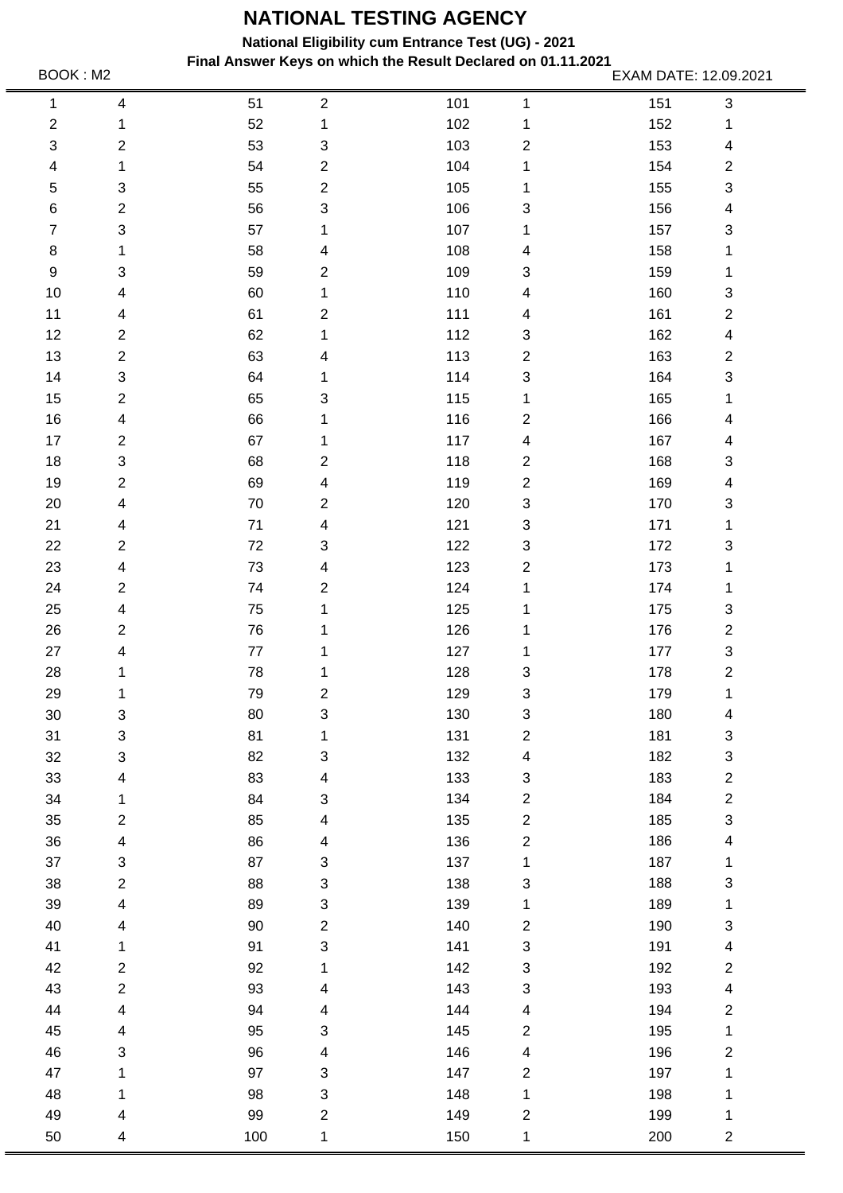# NATIONAL TESTING AGENCY

**National Eligibility cum Entrance Test (UG) - 2021**

**Final Answer Keys on which the Result Declared on 01.11.2021**

BOOK : M2

EXAM DATE: 12.09.2021

| | | | | | | | |
|---|---|---|---|---|---|---|---|
| 1 | 4 | 51 | 2 | 101 | 1 | 151 | 3 |
| 2 | 1 | 52 | 1 | 102 | 1 | 152 | 1 |
| 3 | 2 | 53 | 3 | 103 | 2 | 153 | 4 |
| 4 | 1 | 54 | 2 | 104 | 1 | 154 | 2 |
| 5 | 3 | 55 | 2 | 105 | 1 | 155 | 3 |
| 6 | 2 | 56 | 3 | 106 | 3 | 156 | 4 |
| 7 | 3 | 57 | 1 | 107 | 1 | 157 | 3 |
| 8 | 1 | 58 | 4 | 108 | 4 | 158 | 1 |
| 9 | 3 | 59 | 2 | 109 | 3 | 159 | 1 |
| 10 | 4 | 60 | 1 | 110 | 4 | 160 | 3 |
| 11 | 4 | 61 | 2 | 111 | 4 | 161 | 2 |
| 12 | 2 | 62 | 1 | 112 | 3 | 162 | 4 |
| 13 | 2 | 63 | 4 | 113 | 2 | 163 | 2 |
| 14 | 3 | 64 | 1 | 114 | 3 | 164 | 3 |
| 15 | 2 | 65 | 3 | 115 | 1 | 165 | 1 |
| 16 | 4 | 66 | 1 | 116 | 2 | 166 | 4 |
| 17 | 2 | 67 | 1 | 117 | 4 | 167 | 4 |
| 18 | 3 | 68 | 2 | 118 | 2 | 168 | 3 |
| 19 | 2 | 69 | 4 | 119 | 2 | 169 | 4 |
| 20 | 4 | 70 | 2 | 120 | 3 | 170 | 3 |
| 21 | 4 | 71 | 4 | 121 | 3 | 171 | 1 |
| 22 | 2 | 72 | 3 | 122 | 3 | 172 | 3 |
| 23 | 4 | 73 | 4 | 123 | 2 | 173 | 1 |
| 24 | 2 | 74 | 2 | 124 | 1 | 174 | 1 |
| 25 | 4 | 75 | 1 | 125 | 1 | 175 | 3 |
| 26 | 2 | 76 | 1 | 126 | 1 | 176 | 2 |
| 27 | 4 | 77 | 1 | 127 | 1 | 177 | 3 |
| 28 | 1 | 78 | 1 | 128 | 3 | 178 | 2 |
| 29 | 1 | 79 | 2 | 129 | 3 | 179 | 1 |
| 30 | 3 | 80 | 3 | 130 | 3 | 180 | 4 |
| 31 | 3 | 81 | 1 | 131 | 2 | 181 | 3 |
| 32 | 3 | 82 | 3 | 132 | 4 | 182 | 3 |
| 33 | 4 | 83 | 4 | 133 | 3 | 183 | 2 |
| 34 | 1 | 84 | 3 | 134 | 2 | 184 | 2 |
| 35 | 2 | 85 | 4 | 135 | 2 | 185 | 3 |
| 36 | 4 | 86 | 4 | 136 | 2 | 186 | 4 |
| 37 | 3 | 87 | 3 | 137 | 1 | 187 | 1 |
| 38 | 2 | 88 | 3 | 138 | 3 | 188 | 3 |
| 39 | 4 | 89 | 3 | 139 | 1 | 189 | 1 |
| 40 | 4 | 90 | 2 | 140 | 2 | 190 | 3 |
| 41 | 1 | 91 | 3 | 141 | 3 | 191 | 4 |
| 42 | 2 | 92 | 1 | 142 | 3 | 192 | 2 |
| 43 | 2 | 93 | 4 | 143 | 3 | 193 | 4 |
| 44 | 4 | 94 | 4 | 144 | 4 | 194 | 2 |
| 45 | 4 | 95 | 3 | 145 | 2 | 195 | 1 |
| 46 | 3 | 96 | 4 | 146 | 4 | 196 | 2 |
| 47 | 1 | 97 | 3 | 147 | 2 | 197 | 1 |
| 48 | 1 | 98 | 3 | 148 | 1 | 198 | 1 |
| 49 | 4 | 99 | 2 | 149 | 2 | 199 | 1 |
| 50 | 4 | 100 | 1 | 150 | 1 | 200 | 2 |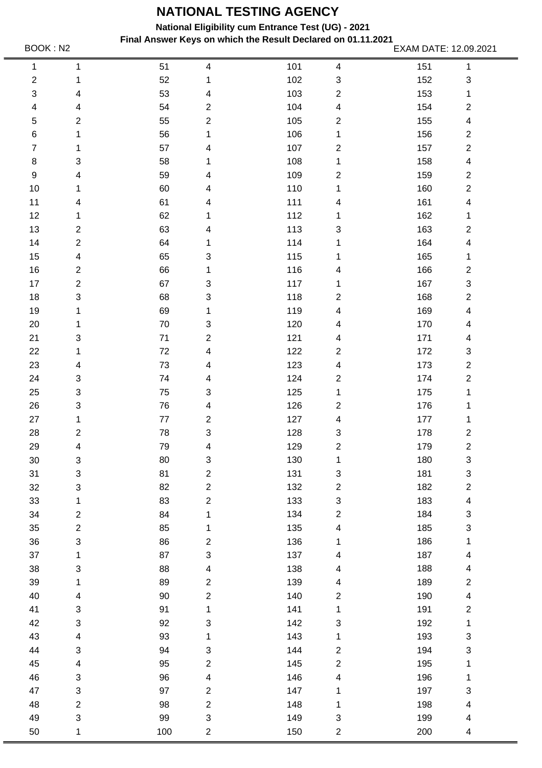# NATIONAL TESTING AGENCY

**National Eligibility cum Entrance Test (UG) - 2021**

**Final Answer Keys on which the Result Declared on 01.11.2021**

BOOK : N2 EXAM DATE: 12.09.2021

| Q | Ans | Q | Ans | Q | Ans | Q | Ans |
|---|---|---|---|---|---|---|---|
| 1 | 1 | 51 | 4 | 101 | 4 | 151 | 1 |
| 2 | 1 | 52 | 1 | 102 | 3 | 152 | 3 |
| 3 | 4 | 53 | 4 | 103 | 2 | 153 | 1 |
| 4 | 4 | 54 | 2 | 104 | 4 | 154 | 2 |
| 5 | 2 | 55 | 2 | 105 | 2 | 155 | 4 |
| 6 | 1 | 56 | 1 | 106 | 1 | 156 | 2 |
| 7 | 1 | 57 | 4 | 107 | 2 | 157 | 2 |
| 8 | 3 | 58 | 1 | 108 | 1 | 158 | 4 |
| 9 | 4 | 59 | 4 | 109 | 2 | 159 | 2 |
| 10 | 1 | 60 | 4 | 110 | 1 | 160 | 2 |
| 11 | 4 | 61 | 4 | 111 | 4 | 161 | 4 |
| 12 | 1 | 62 | 1 | 112 | 1 | 162 | 1 |
| 13 | 2 | 63 | 4 | 113 | 3 | 163 | 2 |
| 14 | 2 | 64 | 1 | 114 | 1 | 164 | 4 |
| 15 | 4 | 65 | 3 | 115 | 1 | 165 | 1 |
| 16 | 2 | 66 | 1 | 116 | 4 | 166 | 2 |
| 17 | 2 | 67 | 3 | 117 | 1 | 167 | 3 |
| 18 | 3 | 68 | 3 | 118 | 2 | 168 | 2 |
| 19 | 1 | 69 | 1 | 119 | 4 | 169 | 4 |
| 20 | 1 | 70 | 3 | 120 | 4 | 170 | 4 |
| 21 | 3 | 71 | 2 | 121 | 4 | 171 | 4 |
| 22 | 1 | 72 | 4 | 122 | 2 | 172 | 3 |
| 23 | 4 | 73 | 4 | 123 | 4 | 173 | 2 |
| 24 | 3 | 74 | 4 | 124 | 2 | 174 | 2 |
| 25 | 3 | 75 | 3 | 125 | 1 | 175 | 1 |
| 26 | 3 | 76 | 4 | 126 | 2 | 176 | 1 |
| 27 | 1 | 77 | 2 | 127 | 4 | 177 | 1 |
| 28 | 2 | 78 | 3 | 128 | 3 | 178 | 2 |
| 29 | 4 | 79 | 4 | 129 | 2 | 179 | 2 |
| 30 | 3 | 80 | 3 | 130 | 1 | 180 | 3 |
| 31 | 3 | 81 | 2 | 131 | 3 | 181 | 3 |
| 32 | 3 | 82 | 2 | 132 | 2 | 182 | 2 |
| 33 | 1 | 83 | 2 | 133 | 3 | 183 | 4 |
| 34 | 2 | 84 | 1 | 134 | 2 | 184 | 3 |
| 35 | 2 | 85 | 1 | 135 | 4 | 185 | 3 |
| 36 | 3 | 86 | 2 | 136 | 1 | 186 | 1 |
| 37 | 1 | 87 | 3 | 137 | 4 | 187 | 4 |
| 38 | 3 | 88 | 4 | 138 | 4 | 188 | 4 |
| 39 | 1 | 89 | 2 | 139 | 4 | 189 | 2 |
| 40 | 4 | 90 | 2 | 140 | 2 | 190 | 4 |
| 41 | 3 | 91 | 1 | 141 | 1 | 191 | 2 |
| 42 | 3 | 92 | 3 | 142 | 3 | 192 | 1 |
| 43 | 4 | 93 | 1 | 143 | 1 | 193 | 3 |
| 44 | 3 | 94 | 3 | 144 | 2 | 194 | 3 |
| 45 | 4 | 95 | 2 | 145 | 2 | 195 | 1 |
| 46 | 3 | 96 | 4 | 146 | 4 | 196 | 1 |
| 47 | 3 | 97 | 2 | 147 | 1 | 197 | 3 |
| 48 | 2 | 98 | 2 | 148 | 1 | 198 | 4 |
| 49 | 3 | 99 | 3 | 149 | 3 | 199 | 4 |
| 50 | 1 | 100 | 2 | 150 | 2 | 200 | 4 |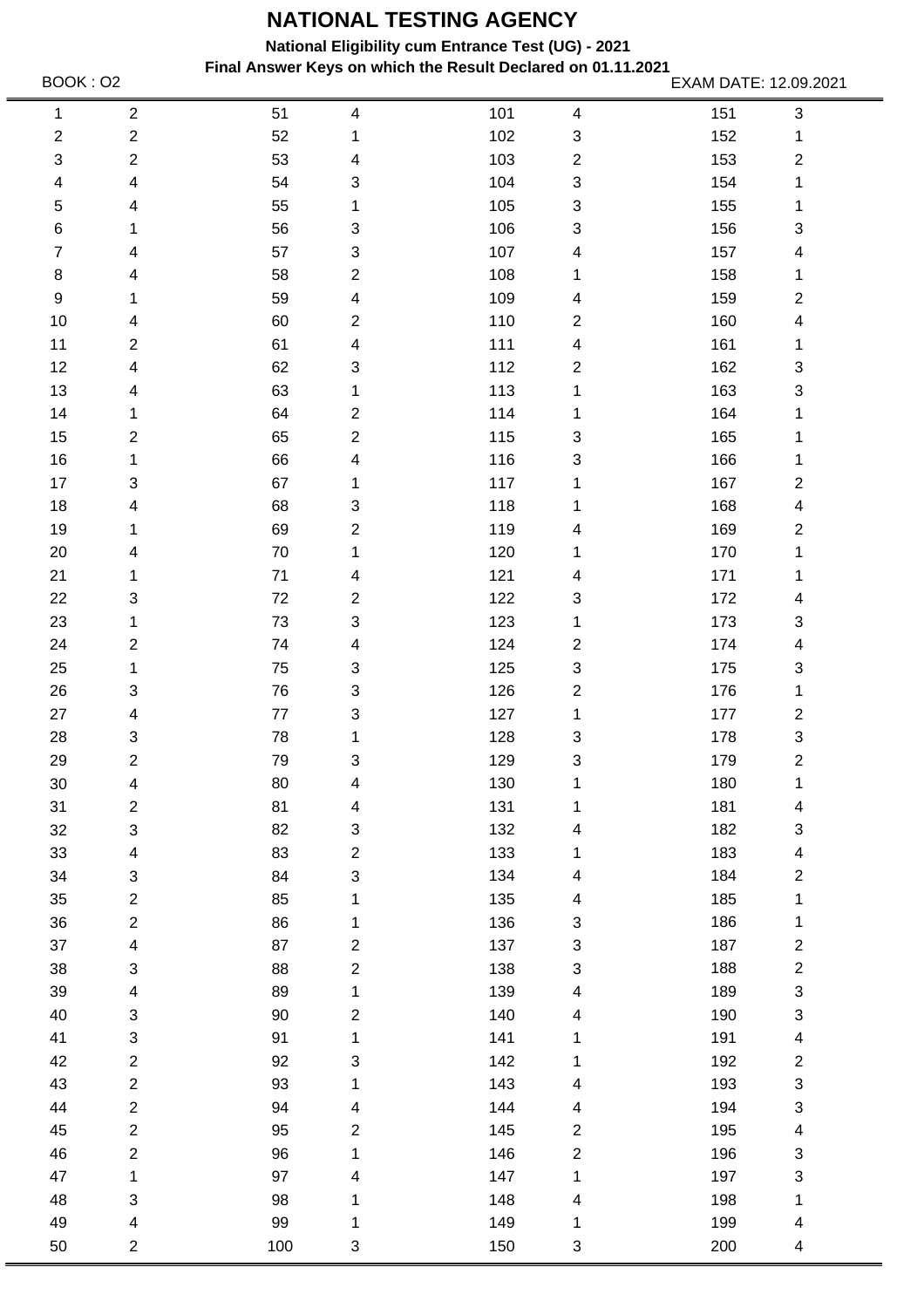# NATIONAL TESTING AGENCY

**National Eligibility cum Entrance Test (UG) - 2021**

**Final Answer Keys on which the Result Declared on 01.11.2021**

BOOK : O2

EXAM DATE: 12.09.2021

| Q | Ans | Q | Ans | Q | Ans | Q | Ans |
|---|---|---|---|---|---|---|---|
| 1 | 2 | 51 | 4 | 101 | 4 | 151 | 3 |
| 2 | 2 | 52 | 1 | 102 | 3 | 152 | 1 |
| 3 | 2 | 53 | 4 | 103 | 2 | 153 | 2 |
| 4 | 4 | 54 | 3 | 104 | 3 | 154 | 1 |
| 5 | 4 | 55 | 1 | 105 | 3 | 155 | 1 |
| 6 | 1 | 56 | 3 | 106 | 3 | 156 | 3 |
| 7 | 4 | 57 | 3 | 107 | 4 | 157 | 4 |
| 8 | 4 | 58 | 2 | 108 | 1 | 158 | 1 |
| 9 | 1 | 59 | 4 | 109 | 4 | 159 | 2 |
| 10 | 4 | 60 | 2 | 110 | 2 | 160 | 4 |
| 11 | 2 | 61 | 4 | 111 | 4 | 161 | 1 |
| 12 | 4 | 62 | 3 | 112 | 2 | 162 | 3 |
| 13 | 4 | 63 | 1 | 113 | 1 | 163 | 3 |
| 14 | 1 | 64 | 2 | 114 | 1 | 164 | 1 |
| 15 | 2 | 65 | 2 | 115 | 3 | 165 | 1 |
| 16 | 1 | 66 | 4 | 116 | 3 | 166 | 1 |
| 17 | 3 | 67 | 1 | 117 | 1 | 167 | 2 |
| 18 | 4 | 68 | 3 | 118 | 1 | 168 | 4 |
| 19 | 1 | 69 | 2 | 119 | 4 | 169 | 2 |
| 20 | 4 | 70 | 1 | 120 | 1 | 170 | 1 |
| 21 | 1 | 71 | 4 | 121 | 4 | 171 | 1 |
| 22 | 3 | 72 | 2 | 122 | 3 | 172 | 4 |
| 23 | 1 | 73 | 3 | 123 | 1 | 173 | 3 |
| 24 | 2 | 74 | 4 | 124 | 2 | 174 | 4 |
| 25 | 1 | 75 | 3 | 125 | 3 | 175 | 3 |
| 26 | 3 | 76 | 3 | 126 | 2 | 176 | 1 |
| 27 | 4 | 77 | 3 | 127 | 1 | 177 | 2 |
| 28 | 3 | 78 | 1 | 128 | 3 | 178 | 3 |
| 29 | 2 | 79 | 3 | 129 | 3 | 179 | 2 |
| 30 | 4 | 80 | 4 | 130 | 1 | 180 | 1 |
| 31 | 2 | 81 | 4 | 131 | 1 | 181 | 4 |
| 32 | 3 | 82 | 3 | 132 | 4 | 182 | 3 |
| 33 | 4 | 83 | 2 | 133 | 1 | 183 | 4 |
| 34 | 3 | 84 | 3 | 134 | 4 | 184 | 2 |
| 35 | 2 | 85 | 1 | 135 | 4 | 185 | 1 |
| 36 | 2 | 86 | 1 | 136 | 3 | 186 | 1 |
| 37 | 4 | 87 | 2 | 137 | 3 | 187 | 2 |
| 38 | 3 | 88 | 2 | 138 | 3 | 188 | 2 |
| 39 | 4 | 89 | 1 | 139 | 4 | 189 | 3 |
| 40 | 3 | 90 | 2 | 140 | 4 | 190 | 3 |
| 41 | 3 | 91 | 1 | 141 | 1 | 191 | 4 |
| 42 | 2 | 92 | 3 | 142 | 1 | 192 | 2 |
| 43 | 2 | 93 | 1 | 143 | 4 | 193 | 3 |
| 44 | 2 | 94 | 4 | 144 | 4 | 194 | 3 |
| 45 | 2 | 95 | 2 | 145 | 2 | 195 | 4 |
| 46 | 2 | 96 | 1 | 146 | 2 | 196 | 3 |
| 47 | 1 | 97 | 4 | 147 | 1 | 197 | 3 |
| 48 | 3 | 98 | 1 | 148 | 4 | 198 | 1 |
| 49 | 4 | 99 | 1 | 149 | 1 | 199 | 4 |
| 50 | 2 | 100 | 3 | 150 | 3 | 200 | 4 |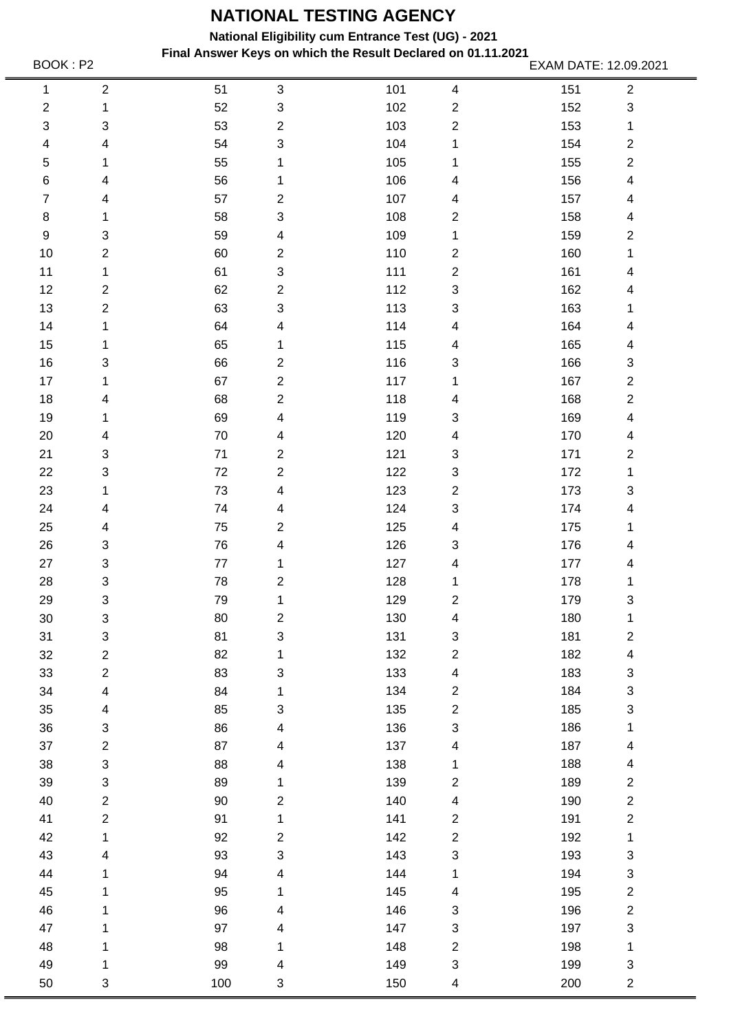# NATIONAL TESTING AGENCY

**National Eligibility cum Entrance Test (UG) - 2021**

**Final Answer Keys on which the Result Declared on 01.11.2021**

BOOK : P2 EXAM DATE: 12.09.2021

| | | | | | | | |
|---|---|---|---|---|---|---|---|
| 1 | 2 | 51 | 3 | 101 | 4 | 151 | 2 |
| 2 | 1 | 52 | 3 | 102 | 2 | 152 | 3 |
| 3 | 3 | 53 | 2 | 103 | 2 | 153 | 1 |
| 4 | 4 | 54 | 3 | 104 | 1 | 154 | 2 |
| 5 | 1 | 55 | 1 | 105 | 1 | 155 | 2 |
| 6 | 4 | 56 | 1 | 106 | 4 | 156 | 4 |
| 7 | 4 | 57 | 2 | 107 | 4 | 157 | 4 |
| 8 | 1 | 58 | 3 | 108 | 2 | 158 | 4 |
| 9 | 3 | 59 | 4 | 109 | 1 | 159 | 2 |
| 10 | 2 | 60 | 2 | 110 | 2 | 160 | 1 |
| 11 | 1 | 61 | 3 | 111 | 2 | 161 | 4 |
| 12 | 2 | 62 | 2 | 112 | 3 | 162 | 4 |
| 13 | 2 | 63 | 3 | 113 | 3 | 163 | 1 |
| 14 | 1 | 64 | 4 | 114 | 4 | 164 | 4 |
| 15 | 1 | 65 | 1 | 115 | 4 | 165 | 4 |
| 16 | 3 | 66 | 2 | 116 | 3 | 166 | 3 |
| 17 | 1 | 67 | 2 | 117 | 1 | 167 | 2 |
| 18 | 4 | 68 | 2 | 118 | 4 | 168 | 2 |
| 19 | 1 | 69 | 4 | 119 | 3 | 169 | 4 |
| 20 | 4 | 70 | 4 | 120 | 4 | 170 | 4 |
| 21 | 3 | 71 | 2 | 121 | 3 | 171 | 2 |
| 22 | 3 | 72 | 2 | 122 | 3 | 172 | 1 |
| 23 | 1 | 73 | 4 | 123 | 2 | 173 | 3 |
| 24 | 4 | 74 | 4 | 124 | 3 | 174 | 4 |
| 25 | 4 | 75 | 2 | 125 | 4 | 175 | 1 |
| 26 | 3 | 76 | 4 | 126 | 3 | 176 | 4 |
| 27 | 3 | 77 | 1 | 127 | 4 | 177 | 4 |
| 28 | 3 | 78 | 2 | 128 | 1 | 178 | 1 |
| 29 | 3 | 79 | 1 | 129 | 2 | 179 | 3 |
| 30 | 3 | 80 | 2 | 130 | 4 | 180 | 1 |
| 31 | 3 | 81 | 3 | 131 | 3 | 181 | 2 |
| 32 | 2 | 82 | 1 | 132 | 2 | 182 | 4 |
| 33 | 2 | 83 | 3 | 133 | 4 | 183 | 3 |
| 34 | 4 | 84 | 1 | 134 | 2 | 184 | 3 |
| 35 | 4 | 85 | 3 | 135 | 2 | 185 | 3 |
| 36 | 3 | 86 | 4 | 136 | 3 | 186 | 1 |
| 37 | 2 | 87 | 4 | 137 | 4 | 187 | 4 |
| 38 | 3 | 88 | 4 | 138 | 1 | 188 | 4 |
| 39 | 3 | 89 | 1 | 139 | 2 | 189 | 2 |
| 40 | 2 | 90 | 2 | 140 | 4 | 190 | 2 |
| 41 | 2 | 91 | 1 | 141 | 2 | 191 | 2 |
| 42 | 1 | 92 | 2 | 142 | 2 | 192 | 1 |
| 43 | 4 | 93 | 3 | 143 | 3 | 193 | 3 |
| 44 | 1 | 94 | 4 | 144 | 1 | 194 | 3 |
| 45 | 1 | 95 | 1 | 145 | 4 | 195 | 2 |
| 46 | 1 | 96 | 4 | 146 | 3 | 196 | 2 |
| 47 | 1 | 97 | 4 | 147 | 3 | 197 | 3 |
| 48 | 1 | 98 | 1 | 148 | 2 | 198 | 1 |
| 49 | 1 | 99 | 4 | 149 | 3 | 199 | 3 |
| 50 | 3 | 100 | 3 | 150 | 4 | 200 | 2 |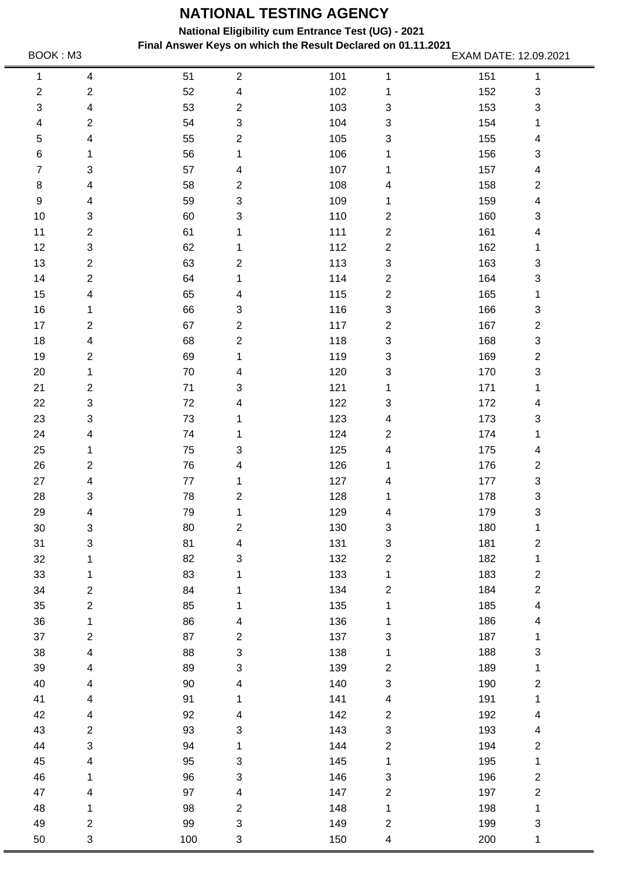# NATIONAL TESTING AGENCY

**National Eligibility cum Entrance Test (UG) - 2021**

**Final Answer Keys on which the Result Declared on 01.11.2021**

BOOK : M3 EXAM DATE: 12.09.2021

| | | | | | | | |
|---|---|---|---|---|---|---|---|
| 1 | 4 | 51 | 2 | 101 | 1 | 151 | 1 |
| 2 | 2 | 52 | 4 | 102 | 1 | 152 | 3 |
| 3 | 4 | 53 | 2 | 103 | 3 | 153 | 3 |
| 4 | 2 | 54 | 3 | 104 | 3 | 154 | 1 |
| 5 | 4 | 55 | 2 | 105 | 3 | 155 | 4 |
| 6 | 1 | 56 | 1 | 106 | 1 | 156 | 3 |
| 7 | 3 | 57 | 4 | 107 | 1 | 157 | 4 |
| 8 | 4 | 58 | 2 | 108 | 4 | 158 | 2 |
| 9 | 4 | 59 | 3 | 109 | 1 | 159 | 4 |
| 10 | 3 | 60 | 3 | 110 | 2 | 160 | 3 |
| 11 | 2 | 61 | 1 | 111 | 2 | 161 | 4 |
| 12 | 3 | 62 | 1 | 112 | 2 | 162 | 1 |
| 13 | 2 | 63 | 2 | 113 | 3 | 163 | 3 |
| 14 | 2 | 64 | 1 | 114 | 2 | 164 | 3 |
| 15 | 4 | 65 | 4 | 115 | 2 | 165 | 1 |
| 16 | 1 | 66 | 3 | 116 | 3 | 166 | 3 |
| 17 | 2 | 67 | 2 | 117 | 2 | 167 | 2 |
| 18 | 4 | 68 | 2 | 118 | 3 | 168 | 3 |
| 19 | 2 | 69 | 1 | 119 | 3 | 169 | 2 |
| 20 | 1 | 70 | 4 | 120 | 3 | 170 | 3 |
| 21 | 2 | 71 | 3 | 121 | 1 | 171 | 1 |
| 22 | 3 | 72 | 4 | 122 | 3 | 172 | 4 |
| 23 | 3 | 73 | 1 | 123 | 4 | 173 | 3 |
| 24 | 4 | 74 | 1 | 124 | 2 | 174 | 1 |
| 25 | 1 | 75 | 3 | 125 | 4 | 175 | 4 |
| 26 | 2 | 76 | 4 | 126 | 1 | 176 | 2 |
| 27 | 4 | 77 | 1 | 127 | 4 | 177 | 3 |
| 28 | 3 | 78 | 2 | 128 | 1 | 178 | 3 |
| 29 | 4 | 79 | 1 | 129 | 4 | 179 | 3 |
| 30 | 3 | 80 | 2 | 130 | 3 | 180 | 1 |
| 31 | 3 | 81 | 4 | 131 | 3 | 181 | 2 |
| 32 | 1 | 82 | 3 | 132 | 2 | 182 | 1 |
| 33 | 1 | 83 | 1 | 133 | 1 | 183 | 2 |
| 34 | 2 | 84 | 1 | 134 | 2 | 184 | 2 |
| 35 | 2 | 85 | 1 | 135 | 1 | 185 | 4 |
| 36 | 1 | 86 | 4 | 136 | 1 | 186 | 4 |
| 37 | 2 | 87 | 2 | 137 | 3 | 187 | 1 |
| 38 | 4 | 88 | 3 | 138 | 1 | 188 | 3 |
| 39 | 4 | 89 | 3 | 139 | 2 | 189 | 1 |
| 40 | 4 | 90 | 4 | 140 | 3 | 190 | 2 |
| 41 | 4 | 91 | 1 | 141 | 4 | 191 | 1 |
| 42 | 4 | 92 | 4 | 142 | 2 | 192 | 4 |
| 43 | 2 | 93 | 3 | 143 | 3 | 193 | 4 |
| 44 | 3 | 94 | 1 | 144 | 2 | 194 | 2 |
| 45 | 4 | 95 | 3 | 145 | 1 | 195 | 1 |
| 46 | 1 | 96 | 3 | 146 | 3 | 196 | 2 |
| 47 | 4 | 97 | 4 | 147 | 2 | 197 | 2 |
| 48 | 1 | 98 | 2 | 148 | 1 | 198 | 1 |
| 49 | 2 | 99 | 3 | 149 | 2 | 199 | 3 |
| 50 | 3 | 100 | 3 | 150 | 4 | 200 | 1 |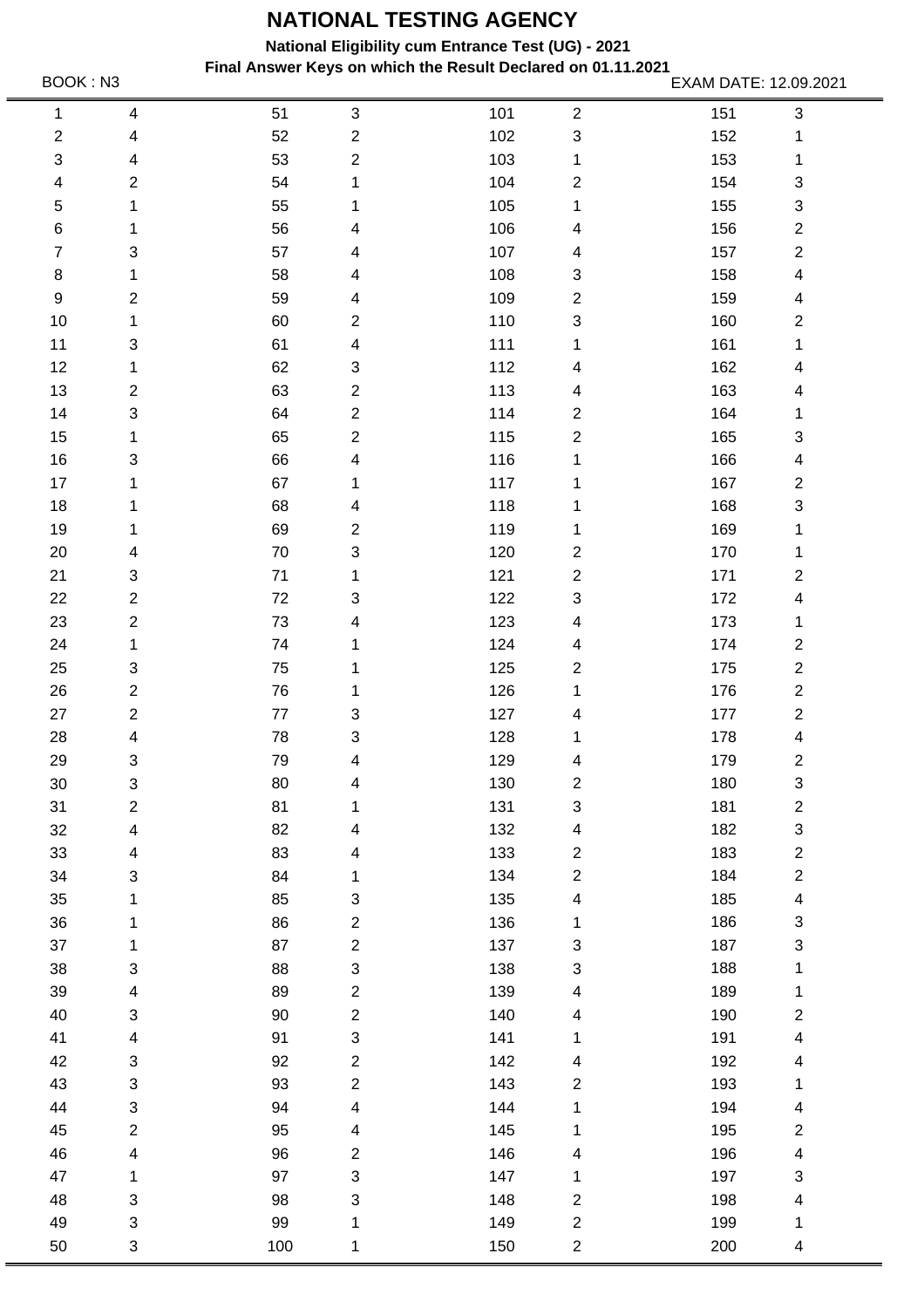# NATIONAL TESTING AGENCY

**National Eligibility cum Entrance Test (UG) - 2021**

**Final Answer Keys on which the Result Declared on 01.11.2021**

BOOK : N3

EXAM DATE: 12.09.2021

| | | | | | | | |
|---|---|---|---|---|---|---|---|
| 1 | 4 | 51 | 3 | 101 | 2 | 151 | 3 |
| 2 | 4 | 52 | 2 | 102 | 3 | 152 | 1 |
| 3 | 4 | 53 | 2 | 103 | 1 | 153 | 1 |
| 4 | 2 | 54 | 1 | 104 | 2 | 154 | 3 |
| 5 | 1 | 55 | 1 | 105 | 1 | 155 | 3 |
| 6 | 1 | 56 | 4 | 106 | 4 | 156 | 2 |
| 7 | 3 | 57 | 4 | 107 | 4 | 157 | 2 |
| 8 | 1 | 58 | 4 | 108 | 3 | 158 | 4 |
| 9 | 2 | 59 | 4 | 109 | 2 | 159 | 4 |
| 10 | 1 | 60 | 2 | 110 | 3 | 160 | 2 |
| 11 | 3 | 61 | 4 | 111 | 1 | 161 | 1 |
| 12 | 1 | 62 | 3 | 112 | 4 | 162 | 4 |
| 13 | 2 | 63 | 2 | 113 | 4 | 163 | 4 |
| 14 | 3 | 64 | 2 | 114 | 2 | 164 | 1 |
| 15 | 1 | 65 | 2 | 115 | 2 | 165 | 3 |
| 16 | 3 | 66 | 4 | 116 | 1 | 166 | 4 |
| 17 | 1 | 67 | 1 | 117 | 1 | 167 | 2 |
| 18 | 1 | 68 | 4 | 118 | 1 | 168 | 3 |
| 19 | 1 | 69 | 2 | 119 | 1 | 169 | 1 |
| 20 | 4 | 70 | 3 | 120 | 2 | 170 | 1 |
| 21 | 3 | 71 | 1 | 121 | 2 | 171 | 2 |
| 22 | 2 | 72 | 3 | 122 | 3 | 172 | 4 |
| 23 | 2 | 73 | 4 | 123 | 4 | 173 | 1 |
| 24 | 1 | 74 | 1 | 124 | 4 | 174 | 2 |
| 25 | 3 | 75 | 1 | 125 | 2 | 175 | 2 |
| 26 | 2 | 76 | 1 | 126 | 1 | 176 | 2 |
| 27 | 2 | 77 | 3 | 127 | 4 | 177 | 2 |
| 28 | 4 | 78 | 3 | 128 | 1 | 178 | 4 |
| 29 | 3 | 79 | 4 | 129 | 4 | 179 | 2 |
| 30 | 3 | 80 | 4 | 130 | 2 | 180 | 3 |
| 31 | 2 | 81 | 1 | 131 | 3 | 181 | 2 |
| 32 | 4 | 82 | 4 | 132 | 4 | 182 | 3 |
| 33 | 4 | 83 | 4 | 133 | 2 | 183 | 2 |
| 34 | 3 | 84 | 1 | 134 | 2 | 184 | 2 |
| 35 | 1 | 85 | 3 | 135 | 4 | 185 | 4 |
| 36 | 1 | 86 | 2 | 136 | 1 | 186 | 3 |
| 37 | 1 | 87 | 2 | 137 | 3 | 187 | 3 |
| 38 | 3 | 88 | 3 | 138 | 3 | 188 | 1 |
| 39 | 4 | 89 | 2 | 139 | 4 | 189 | 1 |
| 40 | 3 | 90 | 2 | 140 | 4 | 190 | 2 |
| 41 | 4 | 91 | 3 | 141 | 1 | 191 | 4 |
| 42 | 3 | 92 | 2 | 142 | 4 | 192 | 4 |
| 43 | 3 | 93 | 2 | 143 | 2 | 193 | 1 |
| 44 | 3 | 94 | 4 | 144 | 1 | 194 | 4 |
| 45 | 2 | 95 | 4 | 145 | 1 | 195 | 2 |
| 46 | 4 | 96 | 2 | 146 | 4 | 196 | 4 |
| 47 | 1 | 97 | 3 | 147 | 1 | 197 | 3 |
| 48 | 3 | 98 | 3 | 148 | 2 | 198 | 4 |
| 49 | 3 | 99 | 1 | 149 | 2 | 199 | 1 |
| 50 | 3 | 100 | 1 | 150 | 2 | 200 | 4 |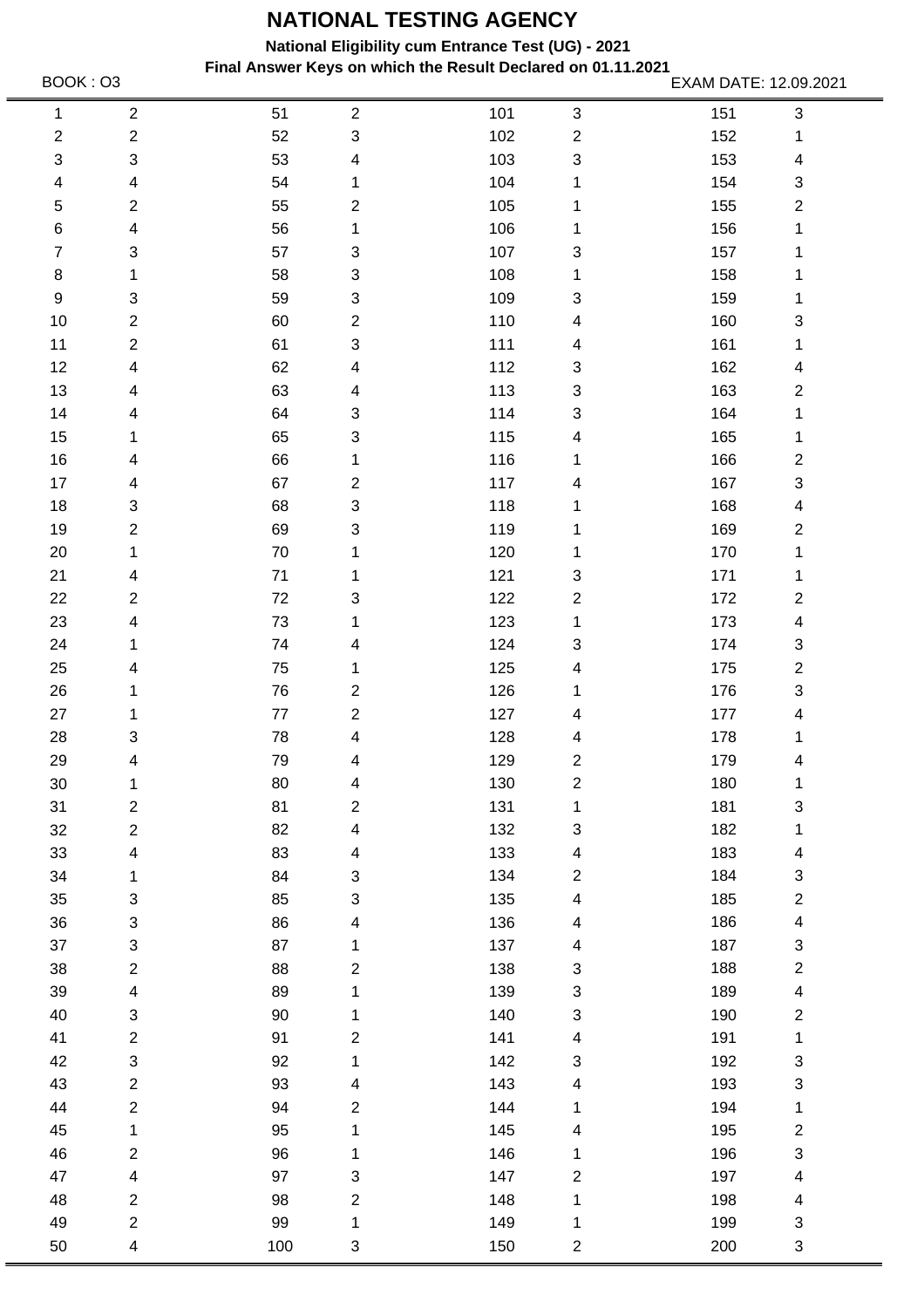# NATIONAL TESTING AGENCY

**National Eligibility cum Entrance Test (UG) - 2021**

**Final Answer Keys on which the Result Declared on 01.11.2021**

BOOK : O3 | EXAM DATE: 12.09.2021

| Q | Ans | Q | Ans | Q | Ans | Q | Ans |
|---|---|---|---|---|---|---|---|
| 1 | 2 | 51 | 2 | 101 | 3 | 151 | 3 |
| 2 | 2 | 52 | 3 | 102 | 2 | 152 | 1 |
| 3 | 3 | 53 | 4 | 103 | 3 | 153 | 4 |
| 4 | 4 | 54 | 1 | 104 | 1 | 154 | 3 |
| 5 | 2 | 55 | 2 | 105 | 1 | 155 | 2 |
| 6 | 4 | 56 | 1 | 106 | 1 | 156 | 1 |
| 7 | 3 | 57 | 3 | 107 | 3 | 157 | 1 |
| 8 | 1 | 58 | 3 | 108 | 1 | 158 | 1 |
| 9 | 3 | 59 | 3 | 109 | 3 | 159 | 1 |
| 10 | 2 | 60 | 2 | 110 | 4 | 160 | 3 |
| 11 | 2 | 61 | 3 | 111 | 4 | 161 | 1 |
| 12 | 4 | 62 | 4 | 112 | 3 | 162 | 4 |
| 13 | 4 | 63 | 4 | 113 | 3 | 163 | 2 |
| 14 | 4 | 64 | 3 | 114 | 3 | 164 | 1 |
| 15 | 1 | 65 | 3 | 115 | 4 | 165 | 1 |
| 16 | 4 | 66 | 1 | 116 | 1 | 166 | 2 |
| 17 | 4 | 67 | 2 | 117 | 4 | 167 | 3 |
| 18 | 3 | 68 | 3 | 118 | 1 | 168 | 4 |
| 19 | 2 | 69 | 3 | 119 | 1 | 169 | 2 |
| 20 | 1 | 70 | 1 | 120 | 1 | 170 | 1 |
| 21 | 4 | 71 | 1 | 121 | 3 | 171 | 1 |
| 22 | 2 | 72 | 3 | 122 | 2 | 172 | 2 |
| 23 | 4 | 73 | 1 | 123 | 1 | 173 | 4 |
| 24 | 1 | 74 | 4 | 124 | 3 | 174 | 3 |
| 25 | 4 | 75 | 1 | 125 | 4 | 175 | 2 |
| 26 | 1 | 76 | 2 | 126 | 1 | 176 | 3 |
| 27 | 1 | 77 | 2 | 127 | 4 | 177 | 4 |
| 28 | 3 | 78 | 4 | 128 | 4 | 178 | 1 |
| 29 | 4 | 79 | 4 | 129 | 2 | 179 | 4 |
| 30 | 1 | 80 | 4 | 130 | 2 | 180 | 1 |
| 31 | 2 | 81 | 2 | 131 | 1 | 181 | 3 |
| 32 | 2 | 82 | 4 | 132 | 3 | 182 | 1 |
| 33 | 4 | 83 | 4 | 133 | 4 | 183 | 4 |
| 34 | 1 | 84 | 3 | 134 | 2 | 184 | 3 |
| 35 | 3 | 85 | 3 | 135 | 4 | 185 | 2 |
| 36 | 3 | 86 | 4 | 136 | 4 | 186 | 4 |
| 37 | 3 | 87 | 1 | 137 | 4 | 187 | 3 |
| 38 | 2 | 88 | 2 | 138 | 3 | 188 | 2 |
| 39 | 4 | 89 | 1 | 139 | 3 | 189 | 4 |
| 40 | 3 | 90 | 1 | 140 | 3 | 190 | 2 |
| 41 | 2 | 91 | 2 | 141 | 4 | 191 | 1 |
| 42 | 3 | 92 | 1 | 142 | 3 | 192 | 3 |
| 43 | 2 | 93 | 4 | 143 | 4 | 193 | 3 |
| 44 | 2 | 94 | 2 | 144 | 1 | 194 | 1 |
| 45 | 1 | 95 | 1 | 145 | 4 | 195 | 2 |
| 46 | 2 | 96 | 1 | 146 | 1 | 196 | 3 |
| 47 | 4 | 97 | 3 | 147 | 2 | 197 | 4 |
| 48 | 2 | 98 | 2 | 148 | 1 | 198 | 4 |
| 49 | 2 | 99 | 1 | 149 | 1 | 199 | 3 |
| 50 | 4 | 100 | 3 | 150 | 2 | 200 | 3 |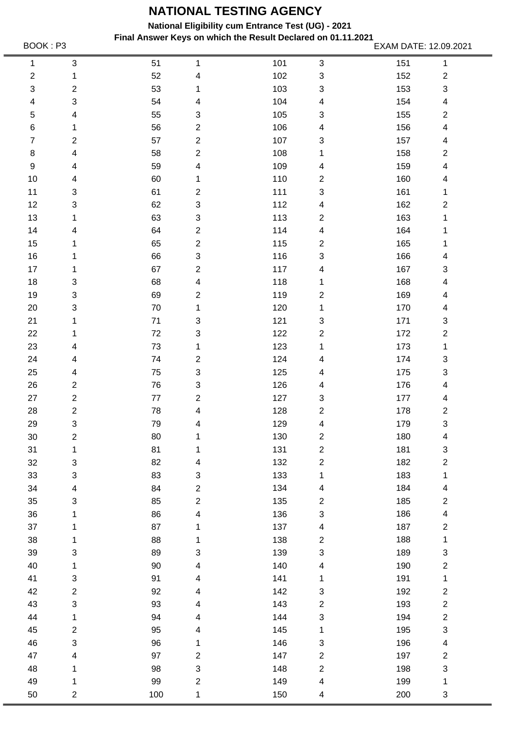# NATIONAL TESTING AGENCY

**National Eligibility cum Entrance Test (UG) - 2021**

**Final Answer Keys on which the Result Declared on 01.11.2021**

BOOK : P3

EXAM DATE: 12.09.2021

| | | | | | | | |
|---|---|---|---|---|---|---|---|
| 1 | 3 | 51 | 1 | 101 | 3 | 151 | 1 |
| 2 | 1 | 52 | 4 | 102 | 3 | 152 | 2 |
| 3 | 2 | 53 | 1 | 103 | 3 | 153 | 3 |
| 4 | 3 | 54 | 4 | 104 | 4 | 154 | 4 |
| 5 | 4 | 55 | 3 | 105 | 3 | 155 | 2 |
| 6 | 1 | 56 | 2 | 106 | 4 | 156 | 4 |
| 7 | 2 | 57 | 2 | 107 | 3 | 157 | 4 |
| 8 | 4 | 58 | 2 | 108 | 1 | 158 | 2 |
| 9 | 4 | 59 | 4 | 109 | 4 | 159 | 4 |
| 10 | 4 | 60 | 1 | 110 | 2 | 160 | 4 |
| 11 | 3 | 61 | 2 | 111 | 3 | 161 | 1 |
| 12 | 3 | 62 | 3 | 112 | 4 | 162 | 2 |
| 13 | 1 | 63 | 3 | 113 | 2 | 163 | 1 |
| 14 | 4 | 64 | 2 | 114 | 4 | 164 | 1 |
| 15 | 1 | 65 | 2 | 115 | 2 | 165 | 1 |
| 16 | 1 | 66 | 3 | 116 | 3 | 166 | 4 |
| 17 | 1 | 67 | 2 | 117 | 4 | 167 | 3 |
| 18 | 3 | 68 | 4 | 118 | 1 | 168 | 4 |
| 19 | 3 | 69 | 2 | 119 | 2 | 169 | 4 |
| 20 | 3 | 70 | 1 | 120 | 1 | 170 | 4 |
| 21 | 1 | 71 | 3 | 121 | 3 | 171 | 3 |
| 22 | 1 | 72 | 3 | 122 | 2 | 172 | 2 |
| 23 | 4 | 73 | 1 | 123 | 1 | 173 | 1 |
| 24 | 4 | 74 | 2 | 124 | 4 | 174 | 3 |
| 25 | 4 | 75 | 3 | 125 | 4 | 175 | 3 |
| 26 | 2 | 76 | 3 | 126 | 4 | 176 | 4 |
| 27 | 2 | 77 | 2 | 127 | 3 | 177 | 4 |
| 28 | 2 | 78 | 4 | 128 | 2 | 178 | 2 |
| 29 | 3 | 79 | 4 | 129 | 4 | 179 | 3 |
| 30 | 2 | 80 | 1 | 130 | 2 | 180 | 4 |
| 31 | 1 | 81 | 1 | 131 | 2 | 181 | 3 |
| 32 | 3 | 82 | 4 | 132 | 2 | 182 | 2 |
| 33 | 3 | 83 | 3 | 133 | 1 | 183 | 1 |
| 34 | 4 | 84 | 2 | 134 | 4 | 184 | 4 |
| 35 | 3 | 85 | 2 | 135 | 2 | 185 | 2 |
| 36 | 1 | 86 | 4 | 136 | 3 | 186 | 4 |
| 37 | 1 | 87 | 1 | 137 | 4 | 187 | 2 |
| 38 | 1 | 88 | 1 | 138 | 2 | 188 | 1 |
| 39 | 3 | 89 | 3 | 139 | 3 | 189 | 3 |
| 40 | 1 | 90 | 4 | 140 | 4 | 190 | 2 |
| 41 | 3 | 91 | 4 | 141 | 1 | 191 | 1 |
| 42 | 2 | 92 | 4 | 142 | 3 | 192 | 2 |
| 43 | 3 | 93 | 4 | 143 | 2 | 193 | 2 |
| 44 | 1 | 94 | 4 | 144 | 3 | 194 | 2 |
| 45 | 2 | 95 | 4 | 145 | 1 | 195 | 3 |
| 46 | 3 | 96 | 1 | 146 | 3 | 196 | 4 |
| 47 | 4 | 97 | 2 | 147 | 2 | 197 | 2 |
| 48 | 1 | 98 | 3 | 148 | 2 | 198 | 3 |
| 49 | 1 | 99 | 2 | 149 | 4 | 199 | 1 |
| 50 | 2 | 100 | 1 | 150 | 4 | 200 | 3 |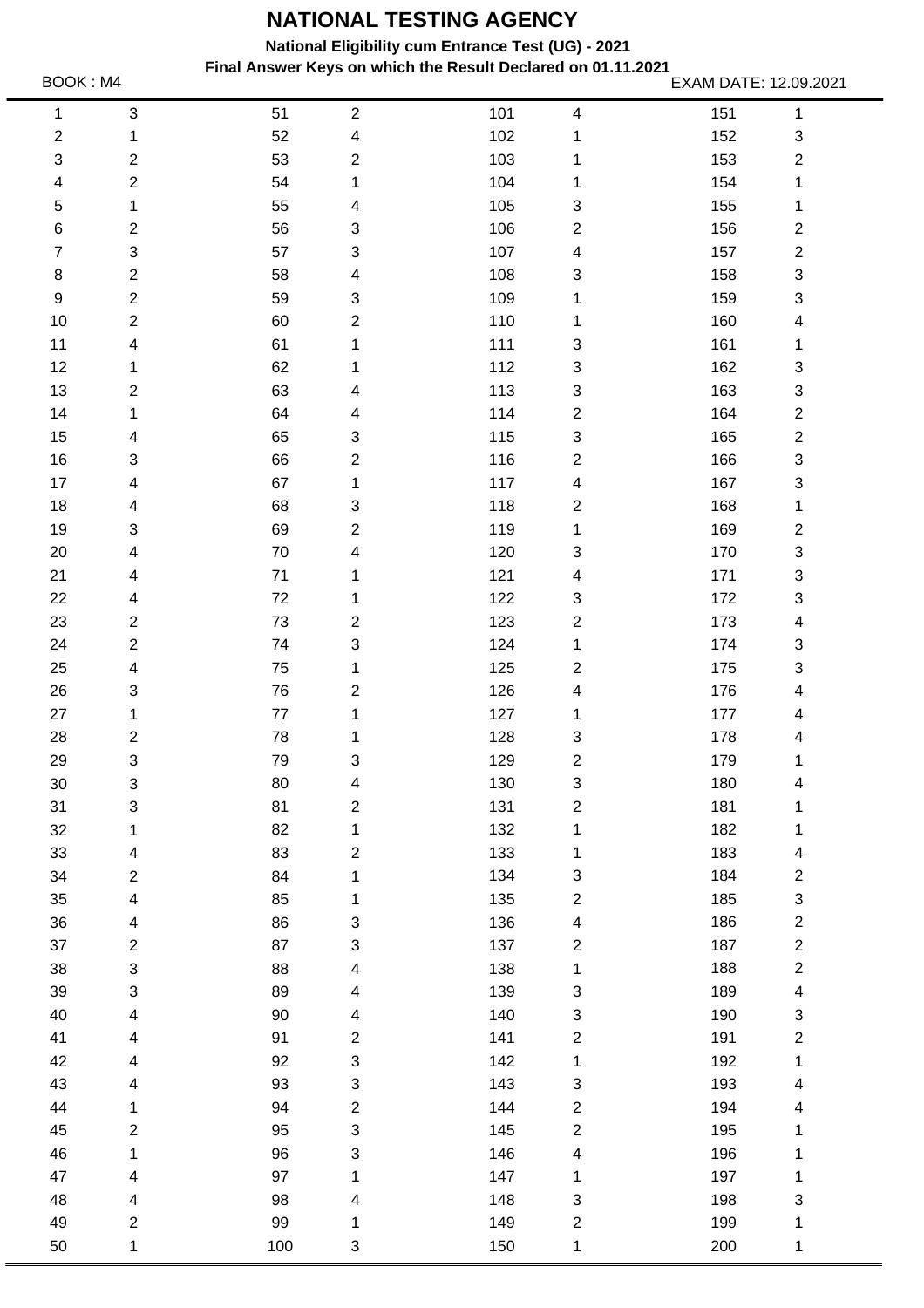# NATIONAL TESTING AGENCY

**National Eligibility cum Entrance Test (UG) - 2021**

**Final Answer Keys on which the Result Declared on 01.11.2021**

BOOK : M4

EXAM DATE: 12.09.2021

| Q | Ans | Q | Ans | Q | Ans | Q | Ans |
|---|---|---|---|---|---|---|---|
| 1 | 3 | 51 | 2 | 101 | 4 | 151 | 1 |
| 2 | 1 | 52 | 4 | 102 | 1 | 152 | 3 |
| 3 | 2 | 53 | 2 | 103 | 1 | 153 | 2 |
| 4 | 2 | 54 | 1 | 104 | 1 | 154 | 1 |
| 5 | 1 | 55 | 4 | 105 | 3 | 155 | 1 |
| 6 | 2 | 56 | 3 | 106 | 2 | 156 | 2 |
| 7 | 3 | 57 | 3 | 107 | 4 | 157 | 2 |
| 8 | 2 | 58 | 4 | 108 | 3 | 158 | 3 |
| 9 | 2 | 59 | 3 | 109 | 1 | 159 | 3 |
| 10 | 2 | 60 | 2 | 110 | 1 | 160 | 4 |
| 11 | 4 | 61 | 1 | 111 | 3 | 161 | 1 |
| 12 | 1 | 62 | 1 | 112 | 3 | 162 | 3 |
| 13 | 2 | 63 | 4 | 113 | 3 | 163 | 3 |
| 14 | 1 | 64 | 4 | 114 | 2 | 164 | 2 |
| 15 | 4 | 65 | 3 | 115 | 3 | 165 | 2 |
| 16 | 3 | 66 | 2 | 116 | 2 | 166 | 3 |
| 17 | 4 | 67 | 1 | 117 | 4 | 167 | 3 |
| 18 | 4 | 68 | 3 | 118 | 2 | 168 | 1 |
| 19 | 3 | 69 | 2 | 119 | 1 | 169 | 2 |
| 20 | 4 | 70 | 4 | 120 | 3 | 170 | 3 |
| 21 | 4 | 71 | 1 | 121 | 4 | 171 | 3 |
| 22 | 4 | 72 | 1 | 122 | 3 | 172 | 3 |
| 23 | 2 | 73 | 2 | 123 | 2 | 173 | 4 |
| 24 | 2 | 74 | 3 | 124 | 1 | 174 | 3 |
| 25 | 4 | 75 | 1 | 125 | 2 | 175 | 3 |
| 26 | 3 | 76 | 2 | 126 | 4 | 176 | 4 |
| 27 | 1 | 77 | 1 | 127 | 1 | 177 | 4 |
| 28 | 2 | 78 | 1 | 128 | 3 | 178 | 4 |
| 29 | 3 | 79 | 3 | 129 | 2 | 179 | 1 |
| 30 | 3 | 80 | 4 | 130 | 3 | 180 | 4 |
| 31 | 3 | 81 | 2 | 131 | 2 | 181 | 1 |
| 32 | 1 | 82 | 1 | 132 | 1 | 182 | 1 |
| 33 | 4 | 83 | 2 | 133 | 1 | 183 | 4 |
| 34 | 2 | 84 | 1 | 134 | 3 | 184 | 2 |
| 35 | 4 | 85 | 1 | 135 | 2 | 185 | 3 |
| 36 | 4 | 86 | 3 | 136 | 4 | 186 | 2 |
| 37 | 2 | 87 | 3 | 137 | 2 | 187 | 2 |
| 38 | 3 | 88 | 4 | 138 | 1 | 188 | 2 |
| 39 | 3 | 89 | 4 | 139 | 3 | 189 | 4 |
| 40 | 4 | 90 | 4 | 140 | 3 | 190 | 3 |
| 41 | 4 | 91 | 2 | 141 | 2 | 191 | 2 |
| 42 | 4 | 92 | 3 | 142 | 1 | 192 | 1 |
| 43 | 4 | 93 | 3 | 143 | 3 | 193 | 4 |
| 44 | 1 | 94 | 2 | 144 | 2 | 194 | 4 |
| 45 | 2 | 95 | 3 | 145 | 2 | 195 | 1 |
| 46 | 1 | 96 | 3 | 146 | 4 | 196 | 1 |
| 47 | 4 | 97 | 1 | 147 | 1 | 197 | 1 |
| 48 | 4 | 98 | 4 | 148 | 3 | 198 | 3 |
| 49 | 2 | 99 | 1 | 149 | 2 | 199 | 1 |
| 50 | 1 | 100 | 3 | 150 | 1 | 200 | 1 |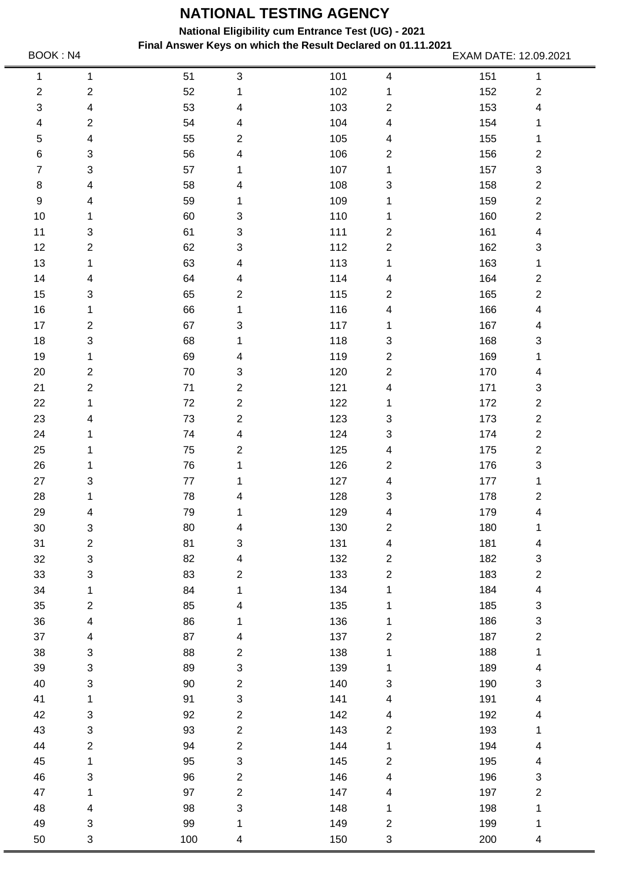# NATIONAL TESTING AGENCY

**National Eligibility cum Entrance Test (UG) - 2021**

**Final Answer Keys on which the Result Declared on 01.11.2021**

BOOK : N4

EXAM DATE: 12.09.2021

| | | | | | | | |
|---|---|---|---|---|---|---|---|
| 1 | 1 | 51 | 3 | 101 | 4 | 151 | 1 |
| 2 | 2 | 52 | 1 | 102 | 1 | 152 | 2 |
| 3 | 4 | 53 | 4 | 103 | 2 | 153 | 4 |
| 4 | 2 | 54 | 4 | 104 | 4 | 154 | 1 |
| 5 | 4 | 55 | 2 | 105 | 4 | 155 | 1 |
| 6 | 3 | 56 | 4 | 106 | 2 | 156 | 2 |
| 7 | 3 | 57 | 1 | 107 | 1 | 157 | 3 |
| 8 | 4 | 58 | 4 | 108 | 3 | 158 | 2 |
| 9 | 4 | 59 | 1 | 109 | 1 | 159 | 2 |
| 10 | 1 | 60 | 3 | 110 | 1 | 160 | 2 |
| 11 | 3 | 61 | 3 | 111 | 2 | 161 | 4 |
| 12 | 2 | 62 | 3 | 112 | 2 | 162 | 3 |
| 13 | 1 | 63 | 4 | 113 | 1 | 163 | 1 |
| 14 | 4 | 64 | 4 | 114 | 4 | 164 | 2 |
| 15 | 3 | 65 | 2 | 115 | 2 | 165 | 2 |
| 16 | 1 | 66 | 1 | 116 | 4 | 166 | 4 |
| 17 | 2 | 67 | 3 | 117 | 1 | 167 | 4 |
| 18 | 3 | 68 | 1 | 118 | 3 | 168 | 3 |
| 19 | 1 | 69 | 4 | 119 | 2 | 169 | 1 |
| 20 | 2 | 70 | 3 | 120 | 2 | 170 | 4 |
| 21 | 2 | 71 | 2 | 121 | 4 | 171 | 3 |
| 22 | 1 | 72 | 2 | 122 | 1 | 172 | 2 |
| 23 | 4 | 73 | 2 | 123 | 3 | 173 | 2 |
| 24 | 1 | 74 | 4 | 124 | 3 | 174 | 2 |
| 25 | 1 | 75 | 2 | 125 | 4 | 175 | 2 |
| 26 | 1 | 76 | 1 | 126 | 2 | 176 | 3 |
| 27 | 3 | 77 | 1 | 127 | 4 | 177 | 1 |
| 28 | 1 | 78 | 4 | 128 | 3 | 178 | 2 |
| 29 | 4 | 79 | 1 | 129 | 4 | 179 | 4 |
| 30 | 3 | 80 | 4 | 130 | 2 | 180 | 1 |
| 31 | 2 | 81 | 3 | 131 | 4 | 181 | 4 |
| 32 | 3 | 82 | 4 | 132 | 2 | 182 | 3 |
| 33 | 3 | 83 | 2 | 133 | 2 | 183 | 2 |
| 34 | 1 | 84 | 1 | 134 | 1 | 184 | 4 |
| 35 | 2 | 85 | 4 | 135 | 1 | 185 | 3 |
| 36 | 4 | 86 | 1 | 136 | 1 | 186 | 3 |
| 37 | 4 | 87 | 4 | 137 | 2 | 187 | 2 |
| 38 | 3 | 88 | 2 | 138 | 1 | 188 | 1 |
| 39 | 3 | 89 | 3 | 139 | 1 | 189 | 4 |
| 40 | 3 | 90 | 2 | 140 | 3 | 190 | 3 |
| 41 | 1 | 91 | 3 | 141 | 4 | 191 | 4 |
| 42 | 3 | 92 | 2 | 142 | 4 | 192 | 4 |
| 43 | 3 | 93 | 2 | 143 | 2 | 193 | 1 |
| 44 | 2 | 94 | 2 | 144 | 1 | 194 | 4 |
| 45 | 1 | 95 | 3 | 145 | 2 | 195 | 4 |
| 46 | 3 | 96 | 2 | 146 | 4 | 196 | 3 |
| 47 | 1 | 97 | 2 | 147 | 4 | 197 | 2 |
| 48 | 4 | 98 | 3 | 148 | 1 | 198 | 1 |
| 49 | 3 | 99 | 1 | 149 | 2 | 199 | 1 |
| 50 | 3 | 100 | 4 | 150 | 3 | 200 | 4 |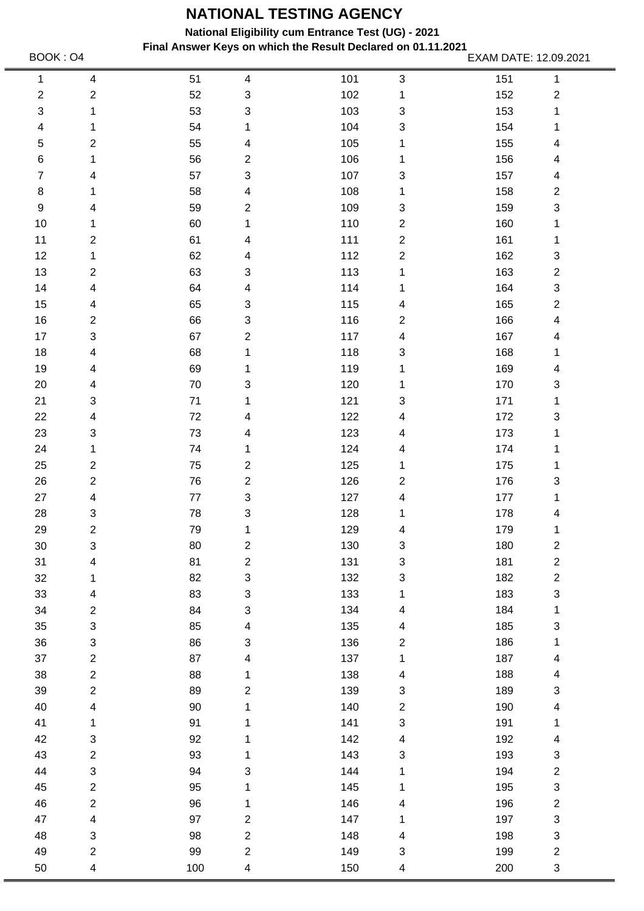# NATIONAL TESTING AGENCY

**National Eligibility cum Entrance Test (UG) - 2021**

**Final Answer Keys on which the Result Declared on 01.11.2021**

BOOK : O4 EXAM DATE: 12.09.2021

| | | | | | | | |
|---|---|---|---|---|---|---|---|
| 1 | 4 | 51 | 4 | 101 | 3 | 151 | 1 |
| 2 | 2 | 52 | 3 | 102 | 1 | 152 | 2 |
| 3 | 1 | 53 | 3 | 103 | 3 | 153 | 1 |
| 4 | 1 | 54 | 1 | 104 | 3 | 154 | 1 |
| 5 | 2 | 55 | 4 | 105 | 1 | 155 | 4 |
| 6 | 1 | 56 | 2 | 106 | 1 | 156 | 4 |
| 7 | 4 | 57 | 3 | 107 | 3 | 157 | 4 |
| 8 | 1 | 58 | 4 | 108 | 1 | 158 | 2 |
| 9 | 4 | 59 | 2 | 109 | 3 | 159 | 3 |
| 10 | 1 | 60 | 1 | 110 | 2 | 160 | 1 |
| 11 | 2 | 61 | 4 | 111 | 2 | 161 | 1 |
| 12 | 1 | 62 | 4 | 112 | 2 | 162 | 3 |
| 13 | 2 | 63 | 3 | 113 | 1 | 163 | 2 |
| 14 | 4 | 64 | 4 | 114 | 1 | 164 | 3 |
| 15 | 4 | 65 | 3 | 115 | 4 | 165 | 2 |
| 16 | 2 | 66 | 3 | 116 | 2 | 166 | 4 |
| 17 | 3 | 67 | 2 | 117 | 4 | 167 | 4 |
| 18 | 4 | 68 | 1 | 118 | 3 | 168 | 1 |
| 19 | 4 | 69 | 1 | 119 | 1 | 169 | 4 |
| 20 | 4 | 70 | 3 | 120 | 1 | 170 | 3 |
| 21 | 3 | 71 | 1 | 121 | 3 | 171 | 1 |
| 22 | 4 | 72 | 4 | 122 | 4 | 172 | 3 |
| 23 | 3 | 73 | 4 | 123 | 4 | 173 | 1 |
| 24 | 1 | 74 | 1 | 124 | 4 | 174 | 1 |
| 25 | 2 | 75 | 2 | 125 | 1 | 175 | 1 |
| 26 | 2 | 76 | 2 | 126 | 2 | 176 | 3 |
| 27 | 4 | 77 | 3 | 127 | 4 | 177 | 1 |
| 28 | 3 | 78 | 3 | 128 | 1 | 178 | 4 |
| 29 | 2 | 79 | 1 | 129 | 4 | 179 | 1 |
| 30 | 3 | 80 | 2 | 130 | 3 | 180 | 2 |
| 31 | 4 | 81 | 2 | 131 | 3 | 181 | 2 |
| 32 | 1 | 82 | 3 | 132 | 3 | 182 | 2 |
| 33 | 4 | 83 | 3 | 133 | 1 | 183 | 3 |
| 34 | 2 | 84 | 3 | 134 | 4 | 184 | 1 |
| 35 | 3 | 85 | 4 | 135 | 4 | 185 | 3 |
| 36 | 3 | 86 | 3 | 136 | 2 | 186 | 1 |
| 37 | 2 | 87 | 4 | 137 | 1 | 187 | 4 |
| 38 | 2 | 88 | 1 | 138 | 4 | 188 | 4 |
| 39 | 2 | 89 | 2 | 139 | 3 | 189 | 3 |
| 40 | 4 | 90 | 1 | 140 | 2 | 190 | 4 |
| 41 | 1 | 91 | 1 | 141 | 3 | 191 | 1 |
| 42 | 3 | 92 | 1 | 142 | 4 | 192 | 4 |
| 43 | 2 | 93 | 1 | 143 | 3 | 193 | 3 |
| 44 | 3 | 94 | 3 | 144 | 1 | 194 | 2 |
| 45 | 2 | 95 | 1 | 145 | 1 | 195 | 3 |
| 46 | 2 | 96 | 1 | 146 | 4 | 196 | 2 |
| 47 | 4 | 97 | 2 | 147 | 1 | 197 | 3 |
| 48 | 3 | 98 | 2 | 148 | 4 | 198 | 3 |
| 49 | 2 | 99 | 2 | 149 | 3 | 199 | 2 |
| 50 | 4 | 100 | 4 | 150 | 4 | 200 | 3 |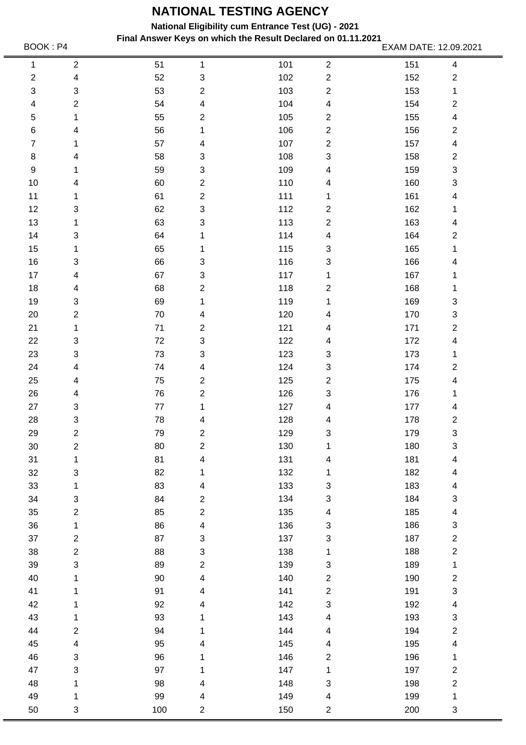# NATIONAL TESTING AGENCY

**National Eligibility cum Entrance Test (UG) - 2021**

**Final Answer Keys on which the Result Declared on 01.11.2021**

BOOK : P4 EXAM DATE: 12.09.2021

| Q | Ans | Q | Ans | Q | Ans | Q | Ans |
|---|---|---|---|---|---|---|---|
| 1 | 2 | 51 | 1 | 101 | 2 | 151 | 4 |
| 2 | 4 | 52 | 3 | 102 | 2 | 152 | 2 |
| 3 | 3 | 53 | 2 | 103 | 2 | 153 | 1 |
| 4 | 2 | 54 | 4 | 104 | 4 | 154 | 2 |
| 5 | 1 | 55 | 2 | 105 | 2 | 155 | 4 |
| 6 | 4 | 56 | 1 | 106 | 2 | 156 | 2 |
| 7 | 1 | 57 | 4 | 107 | 2 | 157 | 4 |
| 8 | 4 | 58 | 3 | 108 | 3 | 158 | 2 |
| 9 | 1 | 59 | 3 | 109 | 4 | 159 | 3 |
| 10 | 4 | 60 | 2 | 110 | 4 | 160 | 3 |
| 11 | 1 | 61 | 2 | 111 | 1 | 161 | 4 |
| 12 | 3 | 62 | 3 | 112 | 2 | 162 | 1 |
| 13 | 1 | 63 | 3 | 113 | 2 | 163 | 4 |
| 14 | 3 | 64 | 1 | 114 | 4 | 164 | 2 |
| 15 | 1 | 65 | 1 | 115 | 3 | 165 | 1 |
| 16 | 3 | 66 | 3 | 116 | 3 | 166 | 4 |
| 17 | 4 | 67 | 3 | 117 | 1 | 167 | 1 |
| 18 | 4 | 68 | 2 | 118 | 2 | 168 | 1 |
| 19 | 3 | 69 | 1 | 119 | 1 | 169 | 3 |
| 20 | 2 | 70 | 4 | 120 | 4 | 170 | 3 |
| 21 | 1 | 71 | 2 | 121 | 4 | 171 | 2 |
| 22 | 3 | 72 | 3 | 122 | 4 | 172 | 4 |
| 23 | 3 | 73 | 3 | 123 | 3 | 173 | 1 |
| 24 | 4 | 74 | 4 | 124 | 3 | 174 | 2 |
| 25 | 4 | 75 | 2 | 125 | 2 | 175 | 4 |
| 26 | 4 | 76 | 2 | 126 | 3 | 176 | 1 |
| 27 | 3 | 77 | 1 | 127 | 4 | 177 | 4 |
| 28 | 3 | 78 | 4 | 128 | 4 | 178 | 2 |
| 29 | 2 | 79 | 2 | 129 | 3 | 179 | 3 |
| 30 | 2 | 80 | 2 | 130 | 1 | 180 | 3 |
| 31 | 1 | 81 | 4 | 131 | 4 | 181 | 4 |
| 32 | 3 | 82 | 1 | 132 | 1 | 182 | 4 |
| 33 | 1 | 83 | 4 | 133 | 3 | 183 | 4 |
| 34 | 3 | 84 | 2 | 134 | 3 | 184 | 3 |
| 35 | 2 | 85 | 2 | 135 | 4 | 185 | 4 |
| 36 | 1 | 86 | 4 | 136 | 3 | 186 | 3 |
| 37 | 2 | 87 | 3 | 137 | 3 | 187 | 2 |
| 38 | 2 | 88 | 3 | 138 | 1 | 188 | 2 |
| 39 | 3 | 89 | 2 | 139 | 3 | 189 | 1 |
| 40 | 1 | 90 | 4 | 140 | 2 | 190 | 2 |
| 41 | 1 | 91 | 4 | 141 | 2 | 191 | 3 |
| 42 | 1 | 92 | 4 | 142 | 3 | 192 | 4 |
| 43 | 1 | 93 | 1 | 143 | 4 | 193 | 3 |
| 44 | 2 | 94 | 1 | 144 | 4 | 194 | 2 |
| 45 | 4 | 95 | 4 | 145 | 4 | 195 | 4 |
| 46 | 3 | 96 | 1 | 146 | 2 | 196 | 1 |
| 47 | 3 | 97 | 1 | 147 | 1 | 197 | 2 |
| 48 | 1 | 98 | 4 | 148 | 3 | 198 | 2 |
| 49 | 1 | 99 | 4 | 149 | 4 | 199 | 1 |
| 50 | 3 | 100 | 2 | 150 | 2 | 200 | 3 |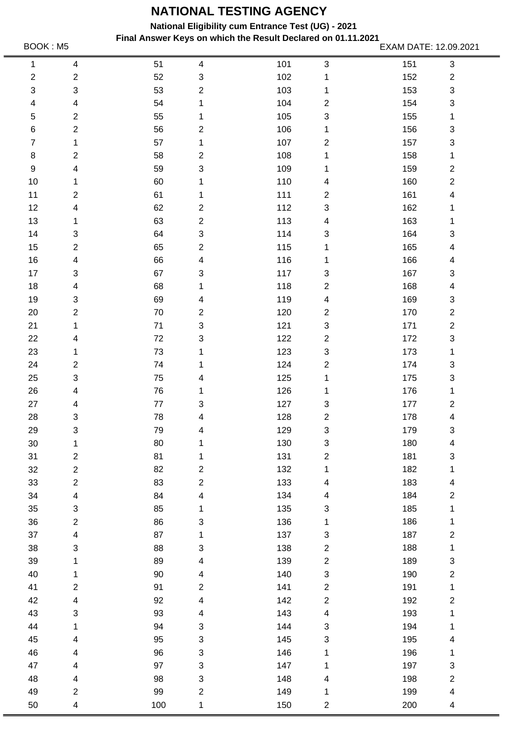# NATIONAL TESTING AGENCY

**National Eligibility cum Entrance Test (UG) - 2021**

**Final Answer Keys on which the Result Declared on 01.11.2021**

BOOK : M5

EXAM DATE: 12.09.2021

| | | | | | | | |
|---|---|---|---|---|---|---|---|
| 1 | 4 | 51 | 4 | 101 | 3 | 151 | 3 |
| 2 | 2 | 52 | 3 | 102 | 1 | 152 | 2 |
| 3 | 3 | 53 | 2 | 103 | 1 | 153 | 3 |
| 4 | 4 | 54 | 1 | 104 | 2 | 154 | 3 |
| 5 | 2 | 55 | 1 | 105 | 3 | 155 | 1 |
| 6 | 2 | 56 | 2 | 106 | 1 | 156 | 3 |
| 7 | 1 | 57 | 1 | 107 | 2 | 157 | 3 |
| 8 | 2 | 58 | 2 | 108 | 1 | 158 | 1 |
| 9 | 4 | 59 | 3 | 109 | 1 | 159 | 2 |
| 10 | 1 | 60 | 1 | 110 | 4 | 160 | 2 |
| 11 | 2 | 61 | 1 | 111 | 2 | 161 | 4 |
| 12 | 4 | 62 | 2 | 112 | 3 | 162 | 1 |
| 13 | 1 | 63 | 2 | 113 | 4 | 163 | 1 |
| 14 | 3 | 64 | 3 | 114 | 3 | 164 | 3 |
| 15 | 2 | 65 | 2 | 115 | 1 | 165 | 4 |
| 16 | 4 | 66 | 4 | 116 | 1 | 166 | 4 |
| 17 | 3 | 67 | 3 | 117 | 3 | 167 | 3 |
| 18 | 4 | 68 | 1 | 118 | 2 | 168 | 4 |
| 19 | 3 | 69 | 4 | 119 | 4 | 169 | 3 |
| 20 | 2 | 70 | 2 | 120 | 2 | 170 | 2 |
| 21 | 1 | 71 | 3 | 121 | 3 | 171 | 2 |
| 22 | 4 | 72 | 3 | 122 | 2 | 172 | 3 |
| 23 | 1 | 73 | 1 | 123 | 3 | 173 | 1 |
| 24 | 2 | 74 | 1 | 124 | 2 | 174 | 3 |
| 25 | 3 | 75 | 4 | 125 | 1 | 175 | 3 |
| 26 | 4 | 76 | 1 | 126 | 1 | 176 | 1 |
| 27 | 4 | 77 | 3 | 127 | 3 | 177 | 2 |
| 28 | 3 | 78 | 4 | 128 | 2 | 178 | 4 |
| 29 | 3 | 79 | 4 | 129 | 3 | 179 | 3 |
| 30 | 1 | 80 | 1 | 130 | 3 | 180 | 4 |
| 31 | 2 | 81 | 1 | 131 | 2 | 181 | 3 |
| 32 | 2 | 82 | 2 | 132 | 1 | 182 | 1 |
| 33 | 2 | 83 | 2 | 133 | 4 | 183 | 4 |
| 34 | 4 | 84 | 4 | 134 | 4 | 184 | 2 |
| 35 | 3 | 85 | 1 | 135 | 3 | 185 | 1 |
| 36 | 2 | 86 | 3 | 136 | 1 | 186 | 1 |
| 37 | 4 | 87 | 1 | 137 | 3 | 187 | 2 |
| 38 | 3 | 88 | 3 | 138 | 2 | 188 | 1 |
| 39 | 1 | 89 | 4 | 139 | 2 | 189 | 3 |
| 40 | 1 | 90 | 4 | 140 | 3 | 190 | 2 |
| 41 | 2 | 91 | 2 | 141 | 2 | 191 | 1 |
| 42 | 4 | 92 | 4 | 142 | 2 | 192 | 2 |
| 43 | 3 | 93 | 4 | 143 | 4 | 193 | 1 |
| 44 | 1 | 94 | 3 | 144 | 3 | 194 | 1 |
| 45 | 4 | 95 | 3 | 145 | 3 | 195 | 4 |
| 46 | 4 | 96 | 3 | 146 | 1 | 196 | 1 |
| 47 | 4 | 97 | 3 | 147 | 1 | 197 | 3 |
| 48 | 4 | 98 | 3 | 148 | 4 | 198 | 2 |
| 49 | 2 | 99 | 2 | 149 | 1 | 199 | 4 |
| 50 | 4 | 100 | 1 | 150 | 2 | 200 | 4 |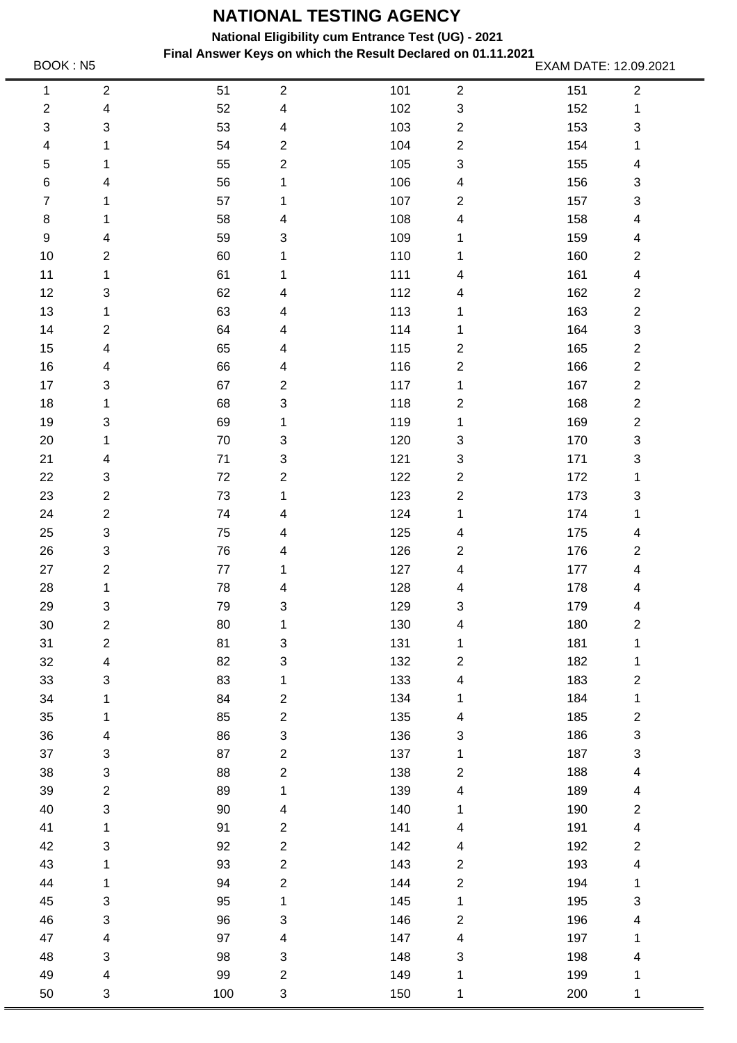# NATIONAL TESTING AGENCY

**National Eligibility cum Entrance Test (UG) - 2021**

**Final Answer Keys on which the Result Declared on 01.11.2021**

BOOK : N5 EXAM DATE: 12.09.2021

| Q | Ans | Q | Ans | Q | Ans | Q | Ans |
|---|---|---|---|---|---|---|---|
| 1 | 2 | 51 | 2 | 101 | 2 | 151 | 2 |
| 2 | 4 | 52 | 4 | 102 | 3 | 152 | 1 |
| 3 | 3 | 53 | 4 | 103 | 2 | 153 | 3 |
| 4 | 1 | 54 | 2 | 104 | 2 | 154 | 1 |
| 5 | 1 | 55 | 2 | 105 | 3 | 155 | 4 |
| 6 | 4 | 56 | 1 | 106 | 4 | 156 | 3 |
| 7 | 1 | 57 | 1 | 107 | 2 | 157 | 3 |
| 8 | 1 | 58 | 4 | 108 | 4 | 158 | 4 |
| 9 | 4 | 59 | 3 | 109 | 1 | 159 | 4 |
| 10 | 2 | 60 | 1 | 110 | 1 | 160 | 2 |
| 11 | 1 | 61 | 1 | 111 | 4 | 161 | 4 |
| 12 | 3 | 62 | 4 | 112 | 4 | 162 | 2 |
| 13 | 1 | 63 | 4 | 113 | 1 | 163 | 2 |
| 14 | 2 | 64 | 4 | 114 | 1 | 164 | 3 |
| 15 | 4 | 65 | 4 | 115 | 2 | 165 | 2 |
| 16 | 4 | 66 | 4 | 116 | 2 | 166 | 2 |
| 17 | 3 | 67 | 2 | 117 | 1 | 167 | 2 |
| 18 | 1 | 68 | 3 | 118 | 2 | 168 | 2 |
| 19 | 3 | 69 | 1 | 119 | 1 | 169 | 2 |
| 20 | 1 | 70 | 3 | 120 | 3 | 170 | 3 |
| 21 | 4 | 71 | 3 | 121 | 3 | 171 | 3 |
| 22 | 3 | 72 | 2 | 122 | 2 | 172 | 1 |
| 23 | 2 | 73 | 1 | 123 | 2 | 173 | 3 |
| 24 | 2 | 74 | 4 | 124 | 1 | 174 | 1 |
| 25 | 3 | 75 | 4 | 125 | 4 | 175 | 4 |
| 26 | 3 | 76 | 4 | 126 | 2 | 176 | 2 |
| 27 | 2 | 77 | 1 | 127 | 4 | 177 | 4 |
| 28 | 1 | 78 | 4 | 128 | 4 | 178 | 4 |
| 29 | 3 | 79 | 3 | 129 | 3 | 179 | 4 |
| 30 | 2 | 80 | 1 | 130 | 4 | 180 | 2 |
| 31 | 2 | 81 | 3 | 131 | 1 | 181 | 1 |
| 32 | 4 | 82 | 3 | 132 | 2 | 182 | 1 |
| 33 | 3 | 83 | 1 | 133 | 4 | 183 | 2 |
| 34 | 1 | 84 | 2 | 134 | 1 | 184 | 1 |
| 35 | 1 | 85 | 2 | 135 | 4 | 185 | 2 |
| 36 | 4 | 86 | 3 | 136 | 3 | 186 | 3 |
| 37 | 3 | 87 | 2 | 137 | 1 | 187 | 3 |
| 38 | 3 | 88 | 2 | 138 | 2 | 188 | 4 |
| 39 | 2 | 89 | 1 | 139 | 4 | 189 | 4 |
| 40 | 3 | 90 | 4 | 140 | 1 | 190 | 2 |
| 41 | 1 | 91 | 2 | 141 | 4 | 191 | 4 |
| 42 | 3 | 92 | 2 | 142 | 4 | 192 | 2 |
| 43 | 1 | 93 | 2 | 143 | 2 | 193 | 4 |
| 44 | 1 | 94 | 2 | 144 | 2 | 194 | 1 |
| 45 | 3 | 95 | 1 | 145 | 1 | 195 | 3 |
| 46 | 3 | 96 | 3 | 146 | 2 | 196 | 4 |
| 47 | 4 | 97 | 4 | 147 | 4 | 197 | 1 |
| 48 | 3 | 98 | 3 | 148 | 3 | 198 | 4 |
| 49 | 4 | 99 | 2 | 149 | 1 | 199 | 1 |
| 50 | 3 | 100 | 3 | 150 | 1 | 200 | 1 |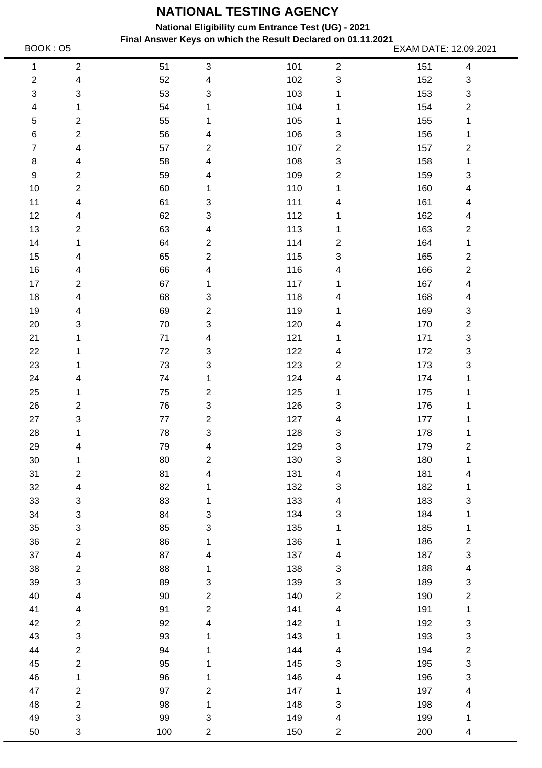# NATIONAL TESTING AGENCY

**National Eligibility cum Entrance Test (UG) - 2021**

**Final Answer Keys on which the Result Declared on 01.11.2021**

BOOK : O5

EXAM DATE: 12.09.2021

| Q | Ans | Q | Ans | Q | Ans | Q | Ans |
|---|---|---|---|---|---|---|---|
| 1 | 2 | 51 | 3 | 101 | 2 | 151 | 4 |
| 2 | 4 | 52 | 4 | 102 | 3 | 152 | 3 |
| 3 | 3 | 53 | 3 | 103 | 1 | 153 | 3 |
| 4 | 1 | 54 | 1 | 104 | 1 | 154 | 2 |
| 5 | 2 | 55 | 1 | 105 | 1 | 155 | 1 |
| 6 | 2 | 56 | 4 | 106 | 3 | 156 | 1 |
| 7 | 4 | 57 | 2 | 107 | 2 | 157 | 2 |
| 8 | 4 | 58 | 4 | 108 | 3 | 158 | 1 |
| 9 | 2 | 59 | 4 | 109 | 2 | 159 | 3 |
| 10 | 2 | 60 | 1 | 110 | 1 | 160 | 4 |
| 11 | 4 | 61 | 3 | 111 | 4 | 161 | 4 |
| 12 | 4 | 62 | 3 | 112 | 1 | 162 | 4 |
| 13 | 2 | 63 | 4 | 113 | 1 | 163 | 2 |
| 14 | 1 | 64 | 2 | 114 | 2 | 164 | 1 |
| 15 | 4 | 65 | 2 | 115 | 3 | 165 | 2 |
| 16 | 4 | 66 | 4 | 116 | 4 | 166 | 2 |
| 17 | 2 | 67 | 1 | 117 | 1 | 167 | 4 |
| 18 | 4 | 68 | 3 | 118 | 4 | 168 | 4 |
| 19 | 4 | 69 | 2 | 119 | 1 | 169 | 3 |
| 20 | 3 | 70 | 3 | 120 | 4 | 170 | 2 |
| 21 | 1 | 71 | 4 | 121 | 1 | 171 | 3 |
| 22 | 1 | 72 | 3 | 122 | 4 | 172 | 3 |
| 23 | 1 | 73 | 3 | 123 | 2 | 173 | 3 |
| 24 | 4 | 74 | 1 | 124 | 4 | 174 | 1 |
| 25 | 1 | 75 | 2 | 125 | 1 | 175 | 1 |
| 26 | 2 | 76 | 3 | 126 | 3 | 176 | 1 |
| 27 | 3 | 77 | 2 | 127 | 4 | 177 | 1 |
| 28 | 1 | 78 | 3 | 128 | 3 | 178 | 1 |
| 29 | 4 | 79 | 4 | 129 | 3 | 179 | 2 |
| 30 | 1 | 80 | 2 | 130 | 3 | 180 | 1 |
| 31 | 2 | 81 | 4 | 131 | 4 | 181 | 4 |
| 32 | 4 | 82 | 1 | 132 | 3 | 182 | 1 |
| 33 | 3 | 83 | 1 | 133 | 4 | 183 | 3 |
| 34 | 3 | 84 | 3 | 134 | 3 | 184 | 1 |
| 35 | 3 | 85 | 3 | 135 | 1 | 185 | 1 |
| 36 | 2 | 86 | 1 | 136 | 1 | 186 | 2 |
| 37 | 4 | 87 | 4 | 137 | 4 | 187 | 3 |
| 38 | 2 | 88 | 1 | 138 | 3 | 188 | 4 |
| 39 | 3 | 89 | 3 | 139 | 3 | 189 | 3 |
| 40 | 4 | 90 | 2 | 140 | 2 | 190 | 2 |
| 41 | 4 | 91 | 2 | 141 | 4 | 191 | 1 |
| 42 | 2 | 92 | 4 | 142 | 1 | 192 | 3 |
| 43 | 3 | 93 | 1 | 143 | 1 | 193 | 3 |
| 44 | 2 | 94 | 1 | 144 | 4 | 194 | 2 |
| 45 | 2 | 95 | 1 | 145 | 3 | 195 | 3 |
| 46 | 1 | 96 | 1 | 146 | 4 | 196 | 3 |
| 47 | 2 | 97 | 2 | 147 | 1 | 197 | 4 |
| 48 | 2 | 98 | 1 | 148 | 3 | 198 | 4 |
| 49 | 3 | 99 | 3 | 149 | 4 | 199 | 1 |
| 50 | 3 | 100 | 2 | 150 | 2 | 200 | 4 |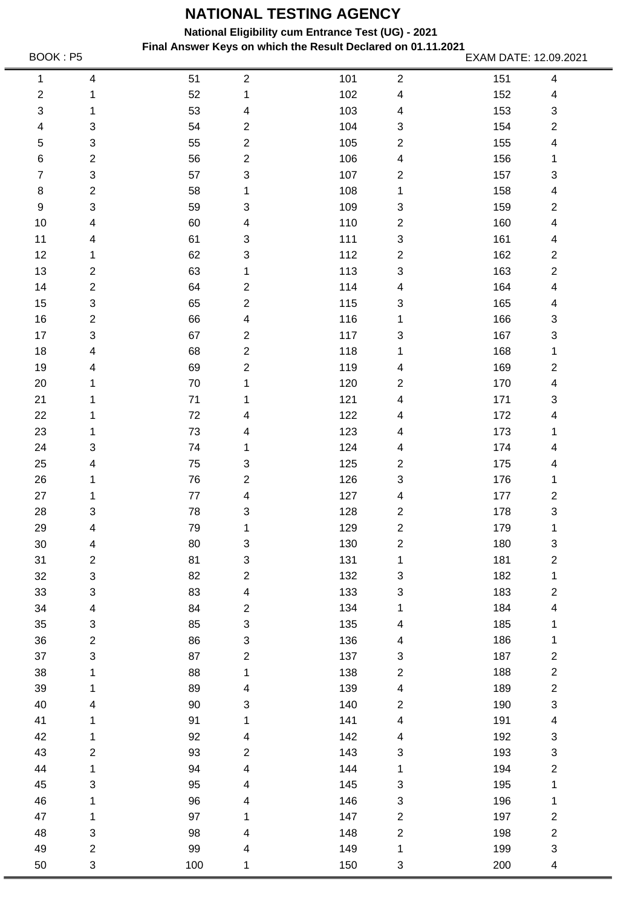# NATIONAL TESTING AGENCY

**National Eligibility cum Entrance Test (UG) - 2021**

**Final Answer Keys on which the Result Declared on 01.11.2021**

BOOK : P5 EXAM DATE: 12.09.2021

| | | | | | | | |
|---|---|---|---|---|---|---|---|
| 1 | 4 | 51 | 2 | 101 | 2 | 151 | 4 |
| 2 | 1 | 52 | 1 | 102 | 4 | 152 | 4 |
| 3 | 1 | 53 | 4 | 103 | 4 | 153 | 3 |
| 4 | 3 | 54 | 2 | 104 | 3 | 154 | 2 |
| 5 | 3 | 55 | 2 | 105 | 2 | 155 | 4 |
| 6 | 2 | 56 | 2 | 106 | 4 | 156 | 1 |
| 7 | 3 | 57 | 3 | 107 | 2 | 157 | 3 |
| 8 | 2 | 58 | 1 | 108 | 1 | 158 | 4 |
| 9 | 3 | 59 | 3 | 109 | 3 | 159 | 2 |
| 10 | 4 | 60 | 4 | 110 | 2 | 160 | 4 |
| 11 | 4 | 61 | 3 | 111 | 3 | 161 | 4 |
| 12 | 1 | 62 | 3 | 112 | 2 | 162 | 2 |
| 13 | 2 | 63 | 1 | 113 | 3 | 163 | 2 |
| 14 | 2 | 64 | 2 | 114 | 4 | 164 | 4 |
| 15 | 3 | 65 | 2 | 115 | 3 | 165 | 4 |
| 16 | 2 | 66 | 4 | 116 | 1 | 166 | 3 |
| 17 | 3 | 67 | 2 | 117 | 3 | 167 | 3 |
| 18 | 4 | 68 | 2 | 118 | 1 | 168 | 1 |
| 19 | 4 | 69 | 2 | 119 | 4 | 169 | 2 |
| 20 | 1 | 70 | 1 | 120 | 2 | 170 | 4 |
| 21 | 1 | 71 | 1 | 121 | 4 | 171 | 3 |
| 22 | 1 | 72 | 4 | 122 | 4 | 172 | 4 |
| 23 | 1 | 73 | 4 | 123 | 4 | 173 | 1 |
| 24 | 3 | 74 | 1 | 124 | 4 | 174 | 4 |
| 25 | 4 | 75 | 3 | 125 | 2 | 175 | 4 |
| 26 | 1 | 76 | 2 | 126 | 3 | 176 | 1 |
| 27 | 1 | 77 | 4 | 127 | 4 | 177 | 2 |
| 28 | 3 | 78 | 3 | 128 | 2 | 178 | 3 |
| 29 | 4 | 79 | 1 | 129 | 2 | 179 | 1 |
| 30 | 4 | 80 | 3 | 130 | 2 | 180 | 3 |
| 31 | 2 | 81 | 3 | 131 | 1 | 181 | 2 |
| 32 | 3 | 82 | 2 | 132 | 3 | 182 | 1 |
| 33 | 3 | 83 | 4 | 133 | 3 | 183 | 2 |
| 34 | 4 | 84 | 2 | 134 | 1 | 184 | 4 |
| 35 | 3 | 85 | 3 | 135 | 4 | 185 | 1 |
| 36 | 2 | 86 | 3 | 136 | 4 | 186 | 1 |
| 37 | 3 | 87 | 2 | 137 | 3 | 187 | 2 |
| 38 | 1 | 88 | 1 | 138 | 2 | 188 | 2 |
| 39 | 1 | 89 | 4 | 139 | 4 | 189 | 2 |
| 40 | 4 | 90 | 3 | 140 | 2 | 190 | 3 |
| 41 | 1 | 91 | 1 | 141 | 4 | 191 | 4 |
| 42 | 1 | 92 | 4 | 142 | 4 | 192 | 3 |
| 43 | 2 | 93 | 2 | 143 | 3 | 193 | 3 |
| 44 | 1 | 94 | 4 | 144 | 1 | 194 | 2 |
| 45 | 3 | 95 | 4 | 145 | 3 | 195 | 1 |
| 46 | 1 | 96 | 4 | 146 | 3 | 196 | 1 |
| 47 | 1 | 97 | 1 | 147 | 2 | 197 | 2 |
| 48 | 3 | 98 | 4 | 148 | 2 | 198 | 2 |
| 49 | 2 | 99 | 4 | 149 | 1 | 199 | 3 |
| 50 | 3 | 100 | 1 | 150 | 3 | 200 | 4 |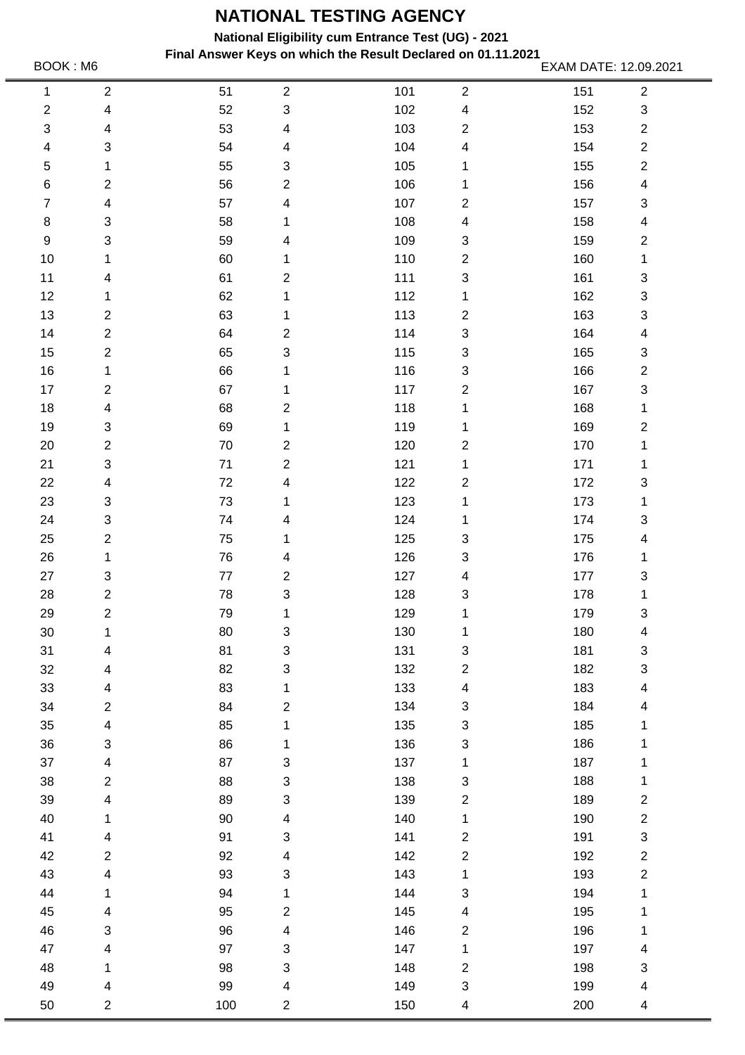# NATIONAL TESTING AGENCY

**National Eligibility cum Entrance Test (UG) - 2021**

**Final Answer Keys on which the Result Declared on 01.11.2021**

BOOK : M6 EXAM DATE: 12.09.2021

| | | | | | | | |
|---|---|---|---|---|---|---|---|
| 1 | 2 | 51 | 2 | 101 | 2 | 151 | 2 |
| 2 | 4 | 52 | 3 | 102 | 4 | 152 | 3 |
| 3 | 4 | 53 | 4 | 103 | 2 | 153 | 2 |
| 4 | 3 | 54 | 4 | 104 | 4 | 154 | 2 |
| 5 | 1 | 55 | 3 | 105 | 1 | 155 | 2 |
| 6 | 2 | 56 | 2 | 106 | 1 | 156 | 4 |
| 7 | 4 | 57 | 4 | 107 | 2 | 157 | 3 |
| 8 | 3 | 58 | 1 | 108 | 4 | 158 | 4 |
| 9 | 3 | 59 | 4 | 109 | 3 | 159 | 2 |
| 10 | 1 | 60 | 1 | 110 | 2 | 160 | 1 |
| 11 | 4 | 61 | 2 | 111 | 3 | 161 | 3 |
| 12 | 1 | 62 | 1 | 112 | 1 | 162 | 3 |
| 13 | 2 | 63 | 1 | 113 | 2 | 163 | 3 |
| 14 | 2 | 64 | 2 | 114 | 3 | 164 | 4 |
| 15 | 2 | 65 | 3 | 115 | 3 | 165 | 3 |
| 16 | 1 | 66 | 1 | 116 | 3 | 166 | 2 |
| 17 | 2 | 67 | 1 | 117 | 2 | 167 | 3 |
| 18 | 4 | 68 | 2 | 118 | 1 | 168 | 1 |
| 19 | 3 | 69 | 1 | 119 | 1 | 169 | 2 |
| 20 | 2 | 70 | 2 | 120 | 2 | 170 | 1 |
| 21 | 3 | 71 | 2 | 121 | 1 | 171 | 1 |
| 22 | 4 | 72 | 4 | 122 | 2 | 172 | 3 |
| 23 | 3 | 73 | 1 | 123 | 1 | 173 | 1 |
| 24 | 3 | 74 | 4 | 124 | 1 | 174 | 3 |
| 25 | 2 | 75 | 1 | 125 | 3 | 175 | 4 |
| 26 | 1 | 76 | 4 | 126 | 3 | 176 | 1 |
| 27 | 3 | 77 | 2 | 127 | 4 | 177 | 3 |
| 28 | 2 | 78 | 3 | 128 | 3 | 178 | 1 |
| 29 | 2 | 79 | 1 | 129 | 1 | 179 | 3 |
| 30 | 1 | 80 | 3 | 130 | 1 | 180 | 4 |
| 31 | 4 | 81 | 3 | 131 | 3 | 181 | 3 |
| 32 | 4 | 82 | 3 | 132 | 2 | 182 | 3 |
| 33 | 4 | 83 | 1 | 133 | 4 | 183 | 4 |
| 34 | 2 | 84 | 2 | 134 | 3 | 184 | 4 |
| 35 | 4 | 85 | 1 | 135 | 3 | 185 | 1 |
| 36 | 3 | 86 | 1 | 136 | 3 | 186 | 1 |
| 37 | 4 | 87 | 3 | 137 | 1 | 187 | 1 |
| 38 | 2 | 88 | 3 | 138 | 3 | 188 | 1 |
| 39 | 4 | 89 | 3 | 139 | 2 | 189 | 2 |
| 40 | 1 | 90 | 4 | 140 | 1 | 190 | 2 |
| 41 | 4 | 91 | 3 | 141 | 2 | 191 | 3 |
| 42 | 2 | 92 | 4 | 142 | 2 | 192 | 2 |
| 43 | 4 | 93 | 3 | 143 | 1 | 193 | 2 |
| 44 | 1 | 94 | 1 | 144 | 3 | 194 | 1 |
| 45 | 4 | 95 | 2 | 145 | 4 | 195 | 1 |
| 46 | 3 | 96 | 4 | 146 | 2 | 196 | 1 |
| 47 | 4 | 97 | 3 | 147 | 1 | 197 | 4 |
| 48 | 1 | 98 | 3 | 148 | 2 | 198 | 3 |
| 49 | 4 | 99 | 4 | 149 | 3 | 199 | 4 |
| 50 | 2 | 100 | 2 | 150 | 4 | 200 | 4 |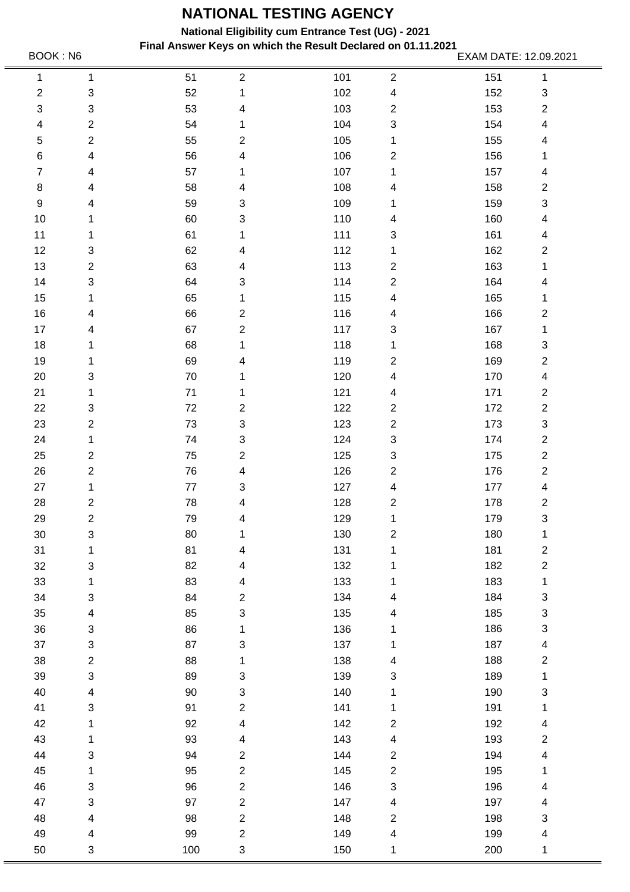# NATIONAL TESTING AGENCY

**National Eligibility cum Entrance Test (UG) - 2021**

**Final Answer Keys on which the Result Declared on 01.11.2021**

BOOK : N6

EXAM DATE: 12.09.2021

| | | | | | | | |
|---|---|---|---|---|---|---|---|
| 1 | 1 | 51 | 2 | 101 | 2 | 151 | 1 |
| 2 | 3 | 52 | 1 | 102 | 4 | 152 | 3 |
| 3 | 3 | 53 | 4 | 103 | 2 | 153 | 2 |
| 4 | 2 | 54 | 1 | 104 | 3 | 154 | 4 |
| 5 | 2 | 55 | 2 | 105 | 1 | 155 | 4 |
| 6 | 4 | 56 | 4 | 106 | 2 | 156 | 1 |
| 7 | 4 | 57 | 1 | 107 | 1 | 157 | 4 |
| 8 | 4 | 58 | 4 | 108 | 4 | 158 | 2 |
| 9 | 4 | 59 | 3 | 109 | 1 | 159 | 3 |
| 10 | 1 | 60 | 3 | 110 | 4 | 160 | 4 |
| 11 | 1 | 61 | 1 | 111 | 3 | 161 | 4 |
| 12 | 3 | 62 | 4 | 112 | 1 | 162 | 2 |
| 13 | 2 | 63 | 4 | 113 | 2 | 163 | 1 |
| 14 | 3 | 64 | 3 | 114 | 2 | 164 | 4 |
| 15 | 1 | 65 | 1 | 115 | 4 | 165 | 1 |
| 16 | 4 | 66 | 2 | 116 | 4 | 166 | 2 |
| 17 | 4 | 67 | 2 | 117 | 3 | 167 | 1 |
| 18 | 1 | 68 | 1 | 118 | 1 | 168 | 3 |
| 19 | 1 | 69 | 4 | 119 | 2 | 169 | 2 |
| 20 | 3 | 70 | 1 | 120 | 4 | 170 | 4 |
| 21 | 1 | 71 | 1 | 121 | 4 | 171 | 2 |
| 22 | 3 | 72 | 2 | 122 | 2 | 172 | 2 |
| 23 | 2 | 73 | 3 | 123 | 2 | 173 | 3 |
| 24 | 1 | 74 | 3 | 124 | 3 | 174 | 2 |
| 25 | 2 | 75 | 2 | 125 | 3 | 175 | 2 |
| 26 | 2 | 76 | 4 | 126 | 2 | 176 | 2 |
| 27 | 1 | 77 | 3 | 127 | 4 | 177 | 4 |
| 28 | 2 | 78 | 4 | 128 | 2 | 178 | 2 |
| 29 | 2 | 79 | 4 | 129 | 1 | 179 | 3 |
| 30 | 3 | 80 | 1 | 130 | 2 | 180 | 1 |
| 31 | 1 | 81 | 4 | 131 | 1 | 181 | 2 |
| 32 | 3 | 82 | 4 | 132 | 1 | 182 | 2 |
| 33 | 1 | 83 | 4 | 133 | 1 | 183 | 1 |
| 34 | 3 | 84 | 2 | 134 | 4 | 184 | 3 |
| 35 | 4 | 85 | 3 | 135 | 4 | 185 | 3 |
| 36 | 3 | 86 | 1 | 136 | 1 | 186 | 3 |
| 37 | 3 | 87 | 3 | 137 | 1 | 187 | 4 |
| 38 | 2 | 88 | 1 | 138 | 4 | 188 | 2 |
| 39 | 3 | 89 | 3 | 139 | 3 | 189 | 1 |
| 40 | 4 | 90 | 3 | 140 | 1 | 190 | 3 |
| 41 | 3 | 91 | 2 | 141 | 1 | 191 | 1 |
| 42 | 1 | 92 | 4 | 142 | 2 | 192 | 4 |
| 43 | 1 | 93 | 4 | 143 | 4 | 193 | 2 |
| 44 | 3 | 94 | 2 | 144 | 2 | 194 | 4 |
| 45 | 1 | 95 | 2 | 145 | 2 | 195 | 1 |
| 46 | 3 | 96 | 2 | 146 | 3 | 196 | 4 |
| 47 | 3 | 97 | 2 | 147 | 4 | 197 | 4 |
| 48 | 4 | 98 | 2 | 148 | 2 | 198 | 3 |
| 49 | 4 | 99 | 2 | 149 | 4 | 199 | 4 |
| 50 | 3 | 100 | 3 | 150 | 1 | 200 | 1 |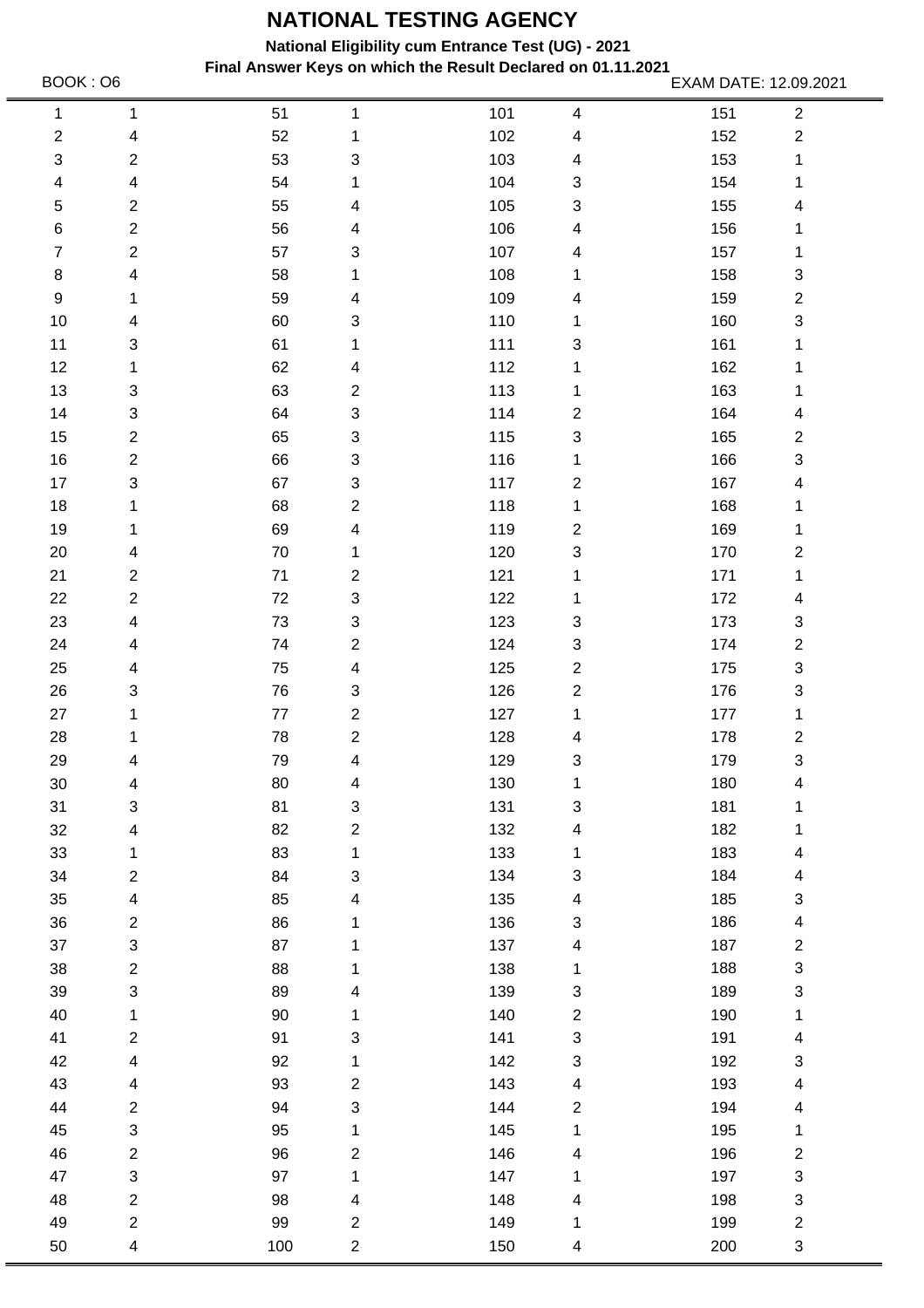# NATIONAL TESTING AGENCY

**National Eligibility cum Entrance Test (UG) - 2021**

**Final Answer Keys on which the Result Declared on 01.11.2021**

BOOK : O6 EXAM DATE: 12.09.2021

| Q | Ans | Q | Ans | Q | Ans | Q | Ans |
|---|---|---|---|---|---|---|---|
| 1 | 1 | 51 | 1 | 101 | 4 | 151 | 2 |
| 2 | 4 | 52 | 1 | 102 | 4 | 152 | 2 |
| 3 | 2 | 53 | 3 | 103 | 4 | 153 | 1 |
| 4 | 4 | 54 | 1 | 104 | 3 | 154 | 1 |
| 5 | 2 | 55 | 4 | 105 | 3 | 155 | 4 |
| 6 | 2 | 56 | 4 | 106 | 4 | 156 | 1 |
| 7 | 2 | 57 | 3 | 107 | 4 | 157 | 1 |
| 8 | 4 | 58 | 1 | 108 | 1 | 158 | 3 |
| 9 | 1 | 59 | 4 | 109 | 4 | 159 | 2 |
| 10 | 4 | 60 | 3 | 110 | 1 | 160 | 3 |
| 11 | 3 | 61 | 1 | 111 | 3 | 161 | 1 |
| 12 | 1 | 62 | 4 | 112 | 1 | 162 | 1 |
| 13 | 3 | 63 | 2 | 113 | 1 | 163 | 1 |
| 14 | 3 | 64 | 3 | 114 | 2 | 164 | 4 |
| 15 | 2 | 65 | 3 | 115 | 3 | 165 | 2 |
| 16 | 2 | 66 | 3 | 116 | 1 | 166 | 3 |
| 17 | 3 | 67 | 3 | 117 | 2 | 167 | 4 |
| 18 | 1 | 68 | 2 | 118 | 1 | 168 | 1 |
| 19 | 1 | 69 | 4 | 119 | 2 | 169 | 1 |
| 20 | 4 | 70 | 1 | 120 | 3 | 170 | 2 |
| 21 | 2 | 71 | 2 | 121 | 1 | 171 | 1 |
| 22 | 2 | 72 | 3 | 122 | 1 | 172 | 4 |
| 23 | 4 | 73 | 3 | 123 | 3 | 173 | 3 |
| 24 | 4 | 74 | 2 | 124 | 3 | 174 | 2 |
| 25 | 4 | 75 | 4 | 125 | 2 | 175 | 3 |
| 26 | 3 | 76 | 3 | 126 | 2 | 176 | 3 |
| 27 | 1 | 77 | 2 | 127 | 1 | 177 | 1 |
| 28 | 1 | 78 | 2 | 128 | 4 | 178 | 2 |
| 29 | 4 | 79 | 4 | 129 | 3 | 179 | 3 |
| 30 | 4 | 80 | 4 | 130 | 1 | 180 | 4 |
| 31 | 3 | 81 | 3 | 131 | 3 | 181 | 1 |
| 32 | 4 | 82 | 2 | 132 | 4 | 182 | 1 |
| 33 | 1 | 83 | 1 | 133 | 1 | 183 | 4 |
| 34 | 2 | 84 | 3 | 134 | 3 | 184 | 4 |
| 35 | 4 | 85 | 4 | 135 | 4 | 185 | 3 |
| 36 | 2 | 86 | 1 | 136 | 3 | 186 | 4 |
| 37 | 3 | 87 | 1 | 137 | 4 | 187 | 2 |
| 38 | 2 | 88 | 1 | 138 | 1 | 188 | 3 |
| 39 | 3 | 89 | 4 | 139 | 3 | 189 | 3 |
| 40 | 1 | 90 | 1 | 140 | 2 | 190 | 1 |
| 41 | 2 | 91 | 3 | 141 | 3 | 191 | 4 |
| 42 | 4 | 92 | 1 | 142 | 3 | 192 | 3 |
| 43 | 4 | 93 | 2 | 143 | 4 | 193 | 4 |
| 44 | 2 | 94 | 3 | 144 | 2 | 194 | 4 |
| 45 | 3 | 95 | 1 | 145 | 1 | 195 | 1 |
| 46 | 2 | 96 | 2 | 146 | 4 | 196 | 2 |
| 47 | 3 | 97 | 1 | 147 | 1 | 197 | 3 |
| 48 | 2 | 98 | 4 | 148 | 4 | 198 | 3 |
| 49 | 2 | 99 | 2 | 149 | 1 | 199 | 2 |
| 50 | 4 | 100 | 2 | 150 | 4 | 200 | 3 |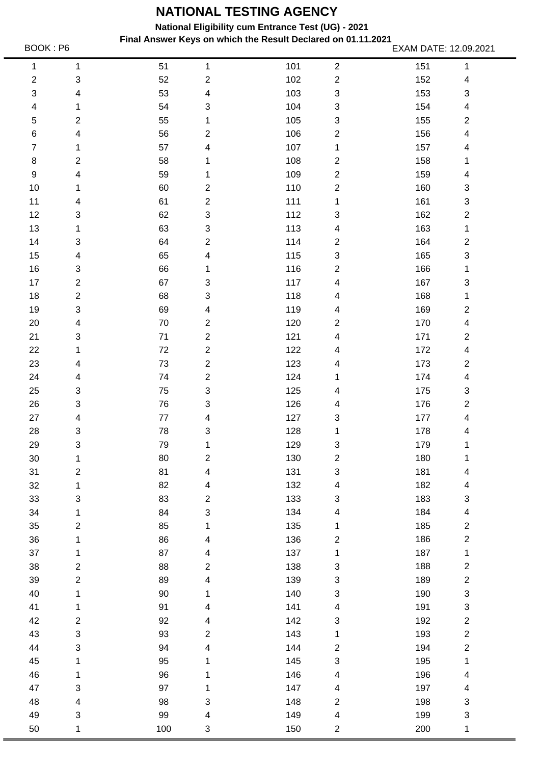# NATIONAL TESTING AGENCY

**National Eligibility cum Entrance Test (UG) - 2021**

**Final Answer Keys on which the Result Declared on 01.11.2021**

BOOK : P6

EXAM DATE: 12.09.2021

| | | | | | | | |
|---|---|---|---|---|---|---|---|
| 1 | 1 | 51 | 1 | 101 | 2 | 151 | 1 |
| 2 | 3 | 52 | 2 | 102 | 2 | 152 | 4 |
| 3 | 4 | 53 | 4 | 103 | 3 | 153 | 3 |
| 4 | 1 | 54 | 3 | 104 | 3 | 154 | 4 |
| 5 | 2 | 55 | 1 | 105 | 3 | 155 | 2 |
| 6 | 4 | 56 | 2 | 106 | 2 | 156 | 4 |
| 7 | 1 | 57 | 4 | 107 | 1 | 157 | 4 |
| 8 | 2 | 58 | 1 | 108 | 2 | 158 | 1 |
| 9 | 4 | 59 | 1 | 109 | 2 | 159 | 4 |
| 10 | 1 | 60 | 2 | 110 | 2 | 160 | 3 |
| 11 | 4 | 61 | 2 | 111 | 1 | 161 | 3 |
| 12 | 3 | 62 | 3 | 112 | 3 | 162 | 2 |
| 13 | 1 | 63 | 3 | 113 | 4 | 163 | 1 |
| 14 | 3 | 64 | 2 | 114 | 2 | 164 | 2 |
| 15 | 4 | 65 | 4 | 115 | 3 | 165 | 3 |
| 16 | 3 | 66 | 1 | 116 | 2 | 166 | 1 |
| 17 | 2 | 67 | 3 | 117 | 4 | 167 | 3 |
| 18 | 2 | 68 | 3 | 118 | 4 | 168 | 1 |
| 19 | 3 | 69 | 4 | 119 | 4 | 169 | 2 |
| 20 | 4 | 70 | 2 | 120 | 2 | 170 | 4 |
| 21 | 3 | 71 | 2 | 121 | 4 | 171 | 2 |
| 22 | 1 | 72 | 2 | 122 | 4 | 172 | 4 |
| 23 | 4 | 73 | 2 | 123 | 4 | 173 | 2 |
| 24 | 4 | 74 | 2 | 124 | 1 | 174 | 4 |
| 25 | 3 | 75 | 3 | 125 | 4 | 175 | 3 |
| 26 | 3 | 76 | 3 | 126 | 4 | 176 | 2 |
| 27 | 4 | 77 | 4 | 127 | 3 | 177 | 4 |
| 28 | 3 | 78 | 3 | 128 | 1 | 178 | 4 |
| 29 | 3 | 79 | 1 | 129 | 3 | 179 | 1 |
| 30 | 1 | 80 | 2 | 130 | 2 | 180 | 1 |
| 31 | 2 | 81 | 4 | 131 | 3 | 181 | 4 |
| 32 | 1 | 82 | 4 | 132 | 4 | 182 | 4 |
| 33 | 3 | 83 | 2 | 133 | 3 | 183 | 3 |
| 34 | 1 | 84 | 3 | 134 | 4 | 184 | 4 |
| 35 | 2 | 85 | 1 | 135 | 1 | 185 | 2 |
| 36 | 1 | 86 | 4 | 136 | 2 | 186 | 2 |
| 37 | 1 | 87 | 4 | 137 | 1 | 187 | 1 |
| 38 | 2 | 88 | 2 | 138 | 3 | 188 | 2 |
| 39 | 2 | 89 | 4 | 139 | 3 | 189 | 2 |
| 40 | 1 | 90 | 1 | 140 | 3 | 190 | 3 |
| 41 | 1 | 91 | 4 | 141 | 4 | 191 | 3 |
| 42 | 2 | 92 | 4 | 142 | 3 | 192 | 2 |
| 43 | 3 | 93 | 2 | 143 | 1 | 193 | 2 |
| 44 | 3 | 94 | 4 | 144 | 2 | 194 | 2 |
| 45 | 1 | 95 | 1 | 145 | 3 | 195 | 1 |
| 46 | 1 | 96 | 1 | 146 | 4 | 196 | 4 |
| 47 | 3 | 97 | 1 | 147 | 4 | 197 | 4 |
| 48 | 4 | 98 | 3 | 148 | 2 | 198 | 3 |
| 49 | 3 | 99 | 4 | 149 | 4 | 199 | 3 |
| 50 | 1 | 100 | 3 | 150 | 2 | 200 | 1 |